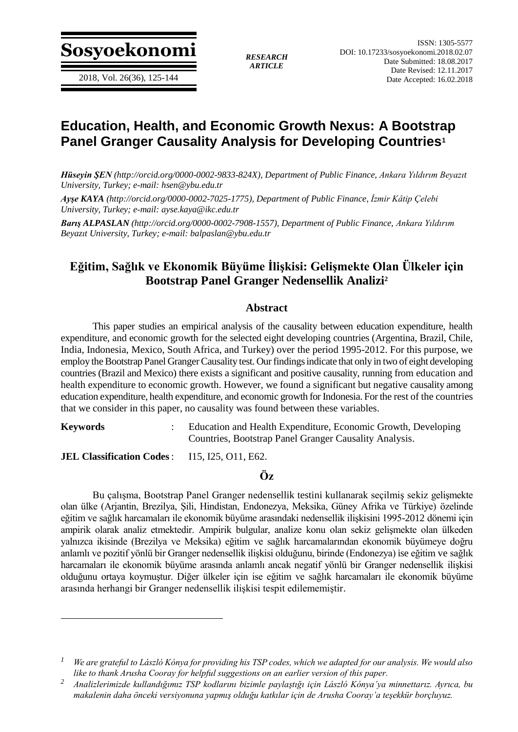**Sosyoekonomi**

*RESEARCH ARTICLE*

ISSN: 1305-5577
DOI: 10.17233/sosyoekonomi.2018.02.07
Date Submitted: 18.08.2017
Date Revised: 12.11.2017
Date Accepted: 16.02.2018

# Education, Health, and Economic Growth Nexus: A Bootstrap Panel Granger Causality Analysis for Developing Countries[1]

***Hüseyin ŞEN*** *(http://orcid.org/0000-0002-9833-824X), Department of Public Finance, Ankara Yıldırım Beyazıt University, Turkey; e-mail: hsen@ybu.edu.tr*

***Ayşe KAYA*** *(http://orcid.org/0000-0002-7025-1775), Department of Public Finance, İzmir Kâtip Çelebi University, Turkey; e-mail: ayse.kaya@ikc.edu.tr*

***Barış ALPASLAN*** *(http://orcid.org/0000-0002-7908-1557), Department of Public Finance, Ankara Yıldırım Beyazıt University, Turkey; e-mail: balpaslan@ybu.edu.tr*

## Eğitim, Sağlık ve Ekonomik Büyüme İlişkisi: Gelişmekte Olan Ülkeler için Bootstrap Panel Granger Nedensellik Analizi[2]

### Abstract

This paper studies an empirical analysis of the causality between education expenditure, health expenditure, and economic growth for the selected eight developing countries (Argentina, Brazil, Chile, India, Indonesia, Mexico, South Africa, and Turkey) over the period 1995-2012. For this purpose, we employ the Bootstrap Panel Granger Causality test. Our findings indicate that only in two of eight developing countries (Brazil and Mexico) there exists a significant and positive causality, running from education and health expenditure to economic growth. However, we found a significant but negative causality among education expenditure, health expenditure, and economic growth for Indonesia. For the rest of the countries that we consider in this paper, no causality was found between these variables.

**Keywords** : Education and Health Expenditure, Economic Growth, Developing Countries, Bootstrap Panel Granger Causality Analysis.

**JEL Classification Codes** : I15, I25, O11, E62.

### Öz

Bu çalışma, Bootstrap Panel Granger nedensellik testini kullanarak seçilmiş sekiz gelişmekte olan ülke (Arjantin, Brezilya, Şili, Hindistan, Endonezya, Meksika, Güney Afrika ve Türkiye) özelinde eğitim ve sağlık harcamaları ile ekonomik büyüme arasındaki nedensellik ilişkisini 1995-2012 dönemi için ampirik olarak analiz etmektedir. Ampirik bulgular, analize konu olan sekiz gelişmekte olan ülkeden yalnızca ikisinde (Brezilya ve Meksika) eğitim ve sağlık harcamalarından ekonomik büyümeye doğru anlamlı ve pozitif yönlü bir Granger nedensellik ilişkisi olduğunu, birinde (Endonezya) ise eğitim ve sağlık harcamaları ile ekonomik büyüme arasında anlamlı ancak negatif yönlü bir Granger nedensellik ilişkisi olduğunu ortaya koymuştur. Diğer ülkeler için ise eğitim ve sağlık harcamaları ile ekonomik büyüme arasında herhangi bir Granger nedensellik ilişkisi tespit edilememiştir.

---

[1] *We are grateful to László Kónya for providing his TSP codes, which we adapted for our analysis. We would also like to thank Arusha Cooray for helpful suggestions on an earlier version of this paper.*

[2] *Analizlerimizde kullandığımız TSP kodlarını bizimle paylaştığı için László Kónya'ya minnettarız. Ayrıca, bu makalenin daha önceki versiyonuna yapmış olduğu katkılar için de Arusha Cooray'a teşekkür borçluyuz.*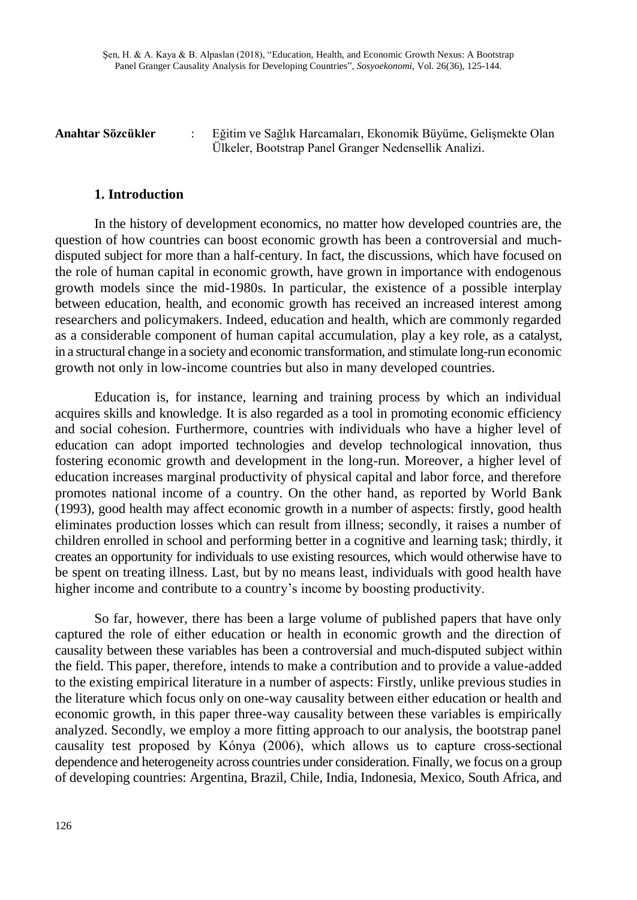**Anahtar Sözcükler** : Eğitim ve Sağlık Harcamaları, Ekonomik Büyüme, Gelişmekte Olan Ülkeler, Bootstrap Panel Granger Nedensellik Analizi.

## 1. Introduction

In the history of development economics, no matter how developed countries are, the question of how countries can boost economic growth has been a controversial and much-disputed subject for more than a half-century. In fact, the discussions, which have focused on the role of human capital in economic growth, have grown in importance with endogenous growth models since the mid-1980s. In particular, the existence of a possible interplay between education, health, and economic growth has received an increased interest among researchers and policymakers. Indeed, education and health, which are commonly regarded as a considerable component of human capital accumulation, play a key role, as a catalyst, in a structural change in a society and economic transformation, and stimulate long-run economic growth not only in low-income countries but also in many developed countries.

Education is, for instance, learning and training process by which an individual acquires skills and knowledge. It is also regarded as a tool in promoting economic efficiency and social cohesion. Furthermore, countries with individuals who have a higher level of education can adopt imported technologies and develop technological innovation, thus fostering economic growth and development in the long-run. Moreover, a higher level of education increases marginal productivity of physical capital and labor force, and therefore promotes national income of a country. On the other hand, as reported by World Bank (1993), good health may affect economic growth in a number of aspects: firstly, good health eliminates production losses which can result from illness; secondly, it raises a number of children enrolled in school and performing better in a cognitive and learning task; thirdly, it creates an opportunity for individuals to use existing resources, which would otherwise have to be spent on treating illness. Last, but by no means least, individuals with good health have higher income and contribute to a country's income by boosting productivity.

So far, however, there has been a large volume of published papers that have only captured the role of either education or health in economic growth and the direction of causality between these variables has been a controversial and much-disputed subject within the field. This paper, therefore, intends to make a contribution and to provide a value-added to the existing empirical literature in a number of aspects: Firstly, unlike previous studies in the literature which focus only on one-way causality between either education or health and economic growth, in this paper three-way causality between these variables is empirically analyzed. Secondly, we employ a more fitting approach to our analysis, the bootstrap panel causality test proposed by Kónya (2006), which allows us to capture cross-sectional dependence and heterogeneity across countries under consideration. Finally, we focus on a group of developing countries: Argentina, Brazil, Chile, India, Indonesia, Mexico, South Africa, and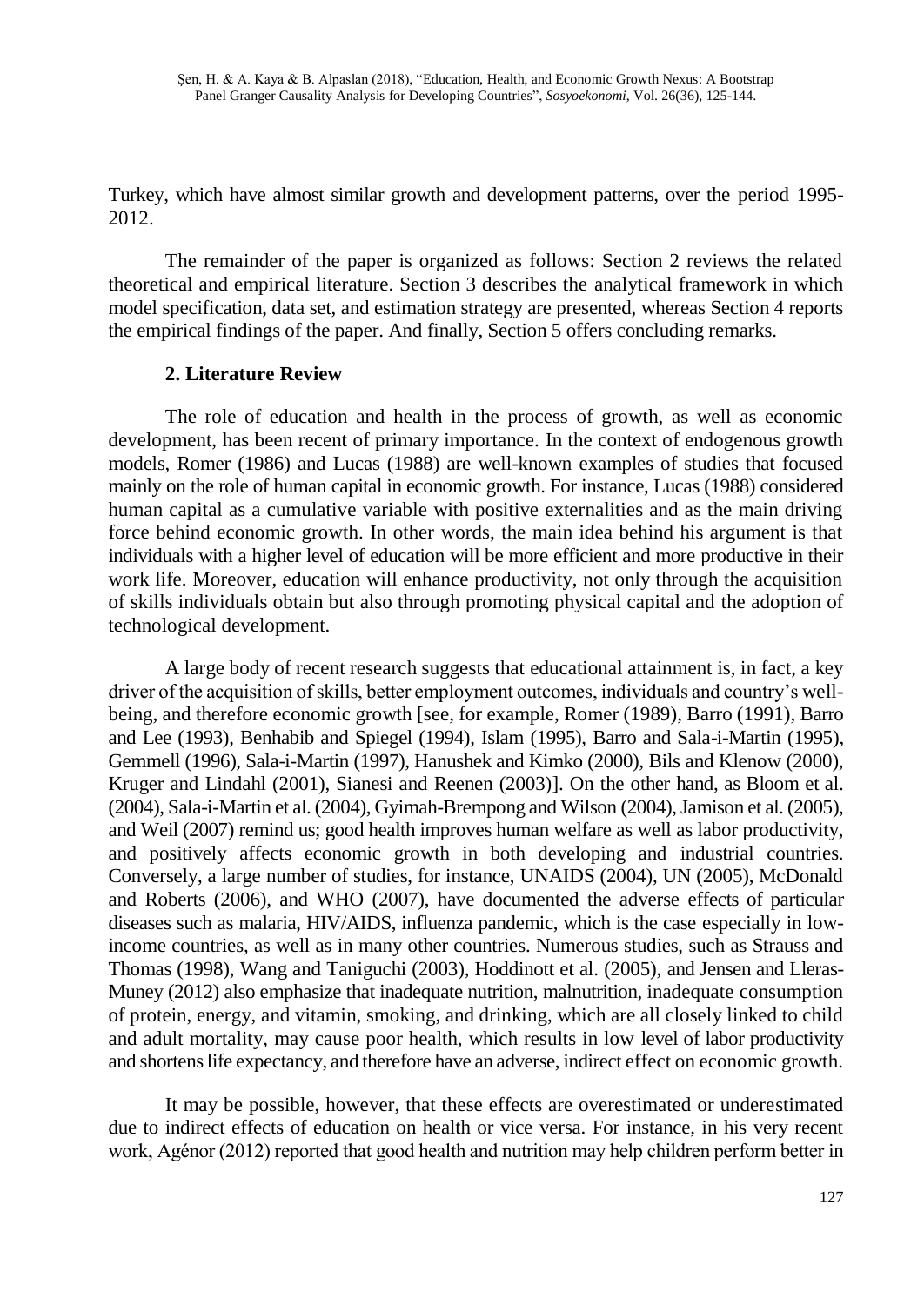Turkey, which have almost similar growth and development patterns, over the period 1995-2012.

The remainder of the paper is organized as follows: Section 2 reviews the related theoretical and empirical literature. Section 3 describes the analytical framework in which model specification, data set, and estimation strategy are presented, whereas Section 4 reports the empirical findings of the paper. And finally, Section 5 offers concluding remarks.

## 2. Literature Review

The role of education and health in the process of growth, as well as economic development, has been recent of primary importance. In the context of endogenous growth models, Romer (1986) and Lucas (1988) are well-known examples of studies that focused mainly on the role of human capital in economic growth. For instance, Lucas (1988) considered human capital as a cumulative variable with positive externalities and as the main driving force behind economic growth. In other words, the main idea behind his argument is that individuals with a higher level of education will be more efficient and more productive in their work life. Moreover, education will enhance productivity, not only through the acquisition of skills individuals obtain but also through promoting physical capital and the adoption of technological development.

A large body of recent research suggests that educational attainment is, in fact, a key driver of the acquisition of skills, better employment outcomes, individuals and country's well-being, and therefore economic growth [see, for example, Romer (1989), Barro (1991), Barro and Lee (1993), Benhabib and Spiegel (1994), Islam (1995), Barro and Sala-i-Martin (1995), Gemmell (1996), Sala-i-Martin (1997), Hanushek and Kimko (2000), Bils and Klenow (2000), Kruger and Lindahl (2001), Sianesi and Reenen (2003)]. On the other hand, as Bloom et al. (2004), Sala-i-Martin et al. (2004), Gyimah-Brempong and Wilson (2004), Jamison et al. (2005), and Weil (2007) remind us; good health improves human welfare as well as labor productivity, and positively affects economic growth in both developing and industrial countries. Conversely, a large number of studies, for instance, UNAIDS (2004), UN (2005), McDonald and Roberts (2006), and WHO (2007), have documented the adverse effects of particular diseases such as malaria, HIV/AIDS, influenza pandemic, which is the case especially in low-income countries, as well as in many other countries. Numerous studies, such as Strauss and Thomas (1998), Wang and Taniguchi (2003), Hoddinott et al. (2005), and Jensen and Lleras-Muney (2012) also emphasize that inadequate nutrition, malnutrition, inadequate consumption of protein, energy, and vitamin, smoking, and drinking, which are all closely linked to child and adult mortality, may cause poor health, which results in low level of labor productivity and shortens life expectancy, and therefore have an adverse, indirect effect on economic growth.

It may be possible, however, that these effects are overestimated or underestimated due to indirect effects of education on health or vice versa. For instance, in his very recent work, Agénor (2012) reported that good health and nutrition may help children perform better in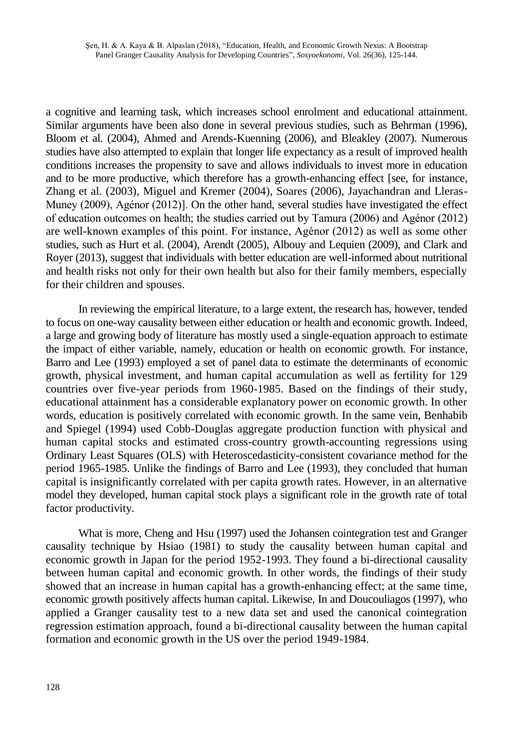a cognitive and learning task, which increases school enrolment and educational attainment. Similar arguments have been also done in several previous studies, such as Behrman (1996), Bloom et al. (2004), Ahmed and Arends-Kuenning (2006), and Bleakley (2007). Numerous studies have also attempted to explain that longer life expectancy as a result of improved health conditions increases the propensity to save and allows individuals to invest more in education and to be more productive, which therefore has a growth-enhancing effect [see, for instance, Zhang et al. (2003), Miguel and Kremer (2004), Soares (2006), Jayachandran and Lleras-Muney (2009), Agénor (2012)]. On the other hand, several studies have investigated the effect of education outcomes on health; the studies carried out by Tamura (2006) and Agénor (2012) are well-known examples of this point. For instance, Agénor (2012) as well as some other studies, such as Hurt et al. (2004), Arendt (2005), Albouy and Lequien (2009), and Clark and Royer (2013), suggest that individuals with better education are well-informed about nutritional and health risks not only for their own health but also for their family members, especially for their children and spouses.

In reviewing the empirical literature, to a large extent, the research has, however, tended to focus on one-way causality between either education or health and economic growth. Indeed, a large and growing body of literature has mostly used a single-equation approach to estimate the impact of either variable, namely, education or health on economic growth. For instance, Barro and Lee (1993) employed a set of panel data to estimate the determinants of economic growth, physical investment, and human capital accumulation as well as fertility for 129 countries over five-year periods from 1960-1985. Based on the findings of their study, educational attainment has a considerable explanatory power on economic growth. In other words, education is positively correlated with economic growth. In the same vein, Benhabib and Spiegel (1994) used Cobb-Douglas aggregate production function with physical and human capital stocks and estimated cross-country growth-accounting regressions using Ordinary Least Squares (OLS) with Heteroscedasticity-consistent covariance method for the period 1965-1985. Unlike the findings of Barro and Lee (1993), they concluded that human capital is insignificantly correlated with per capita growth rates. However, in an alternative model they developed, human capital stock plays a significant role in the growth rate of total factor productivity.

What is more, Cheng and Hsu (1997) used the Johansen cointegration test and Granger causality technique by Hsiao (1981) to study the causality between human capital and economic growth in Japan for the period 1952-1993. They found a bi-directional causality between human capital and economic growth. In other words, the findings of their study showed that an increase in human capital has a growth-enhancing effect; at the same time, economic growth positively affects human capital. Likewise, In and Doucouliagos (1997), who applied a Granger causality test to a new data set and used the canonical cointegration regression estimation approach, found a bi-directional causality between the human capital formation and economic growth in the US over the period 1949-1984.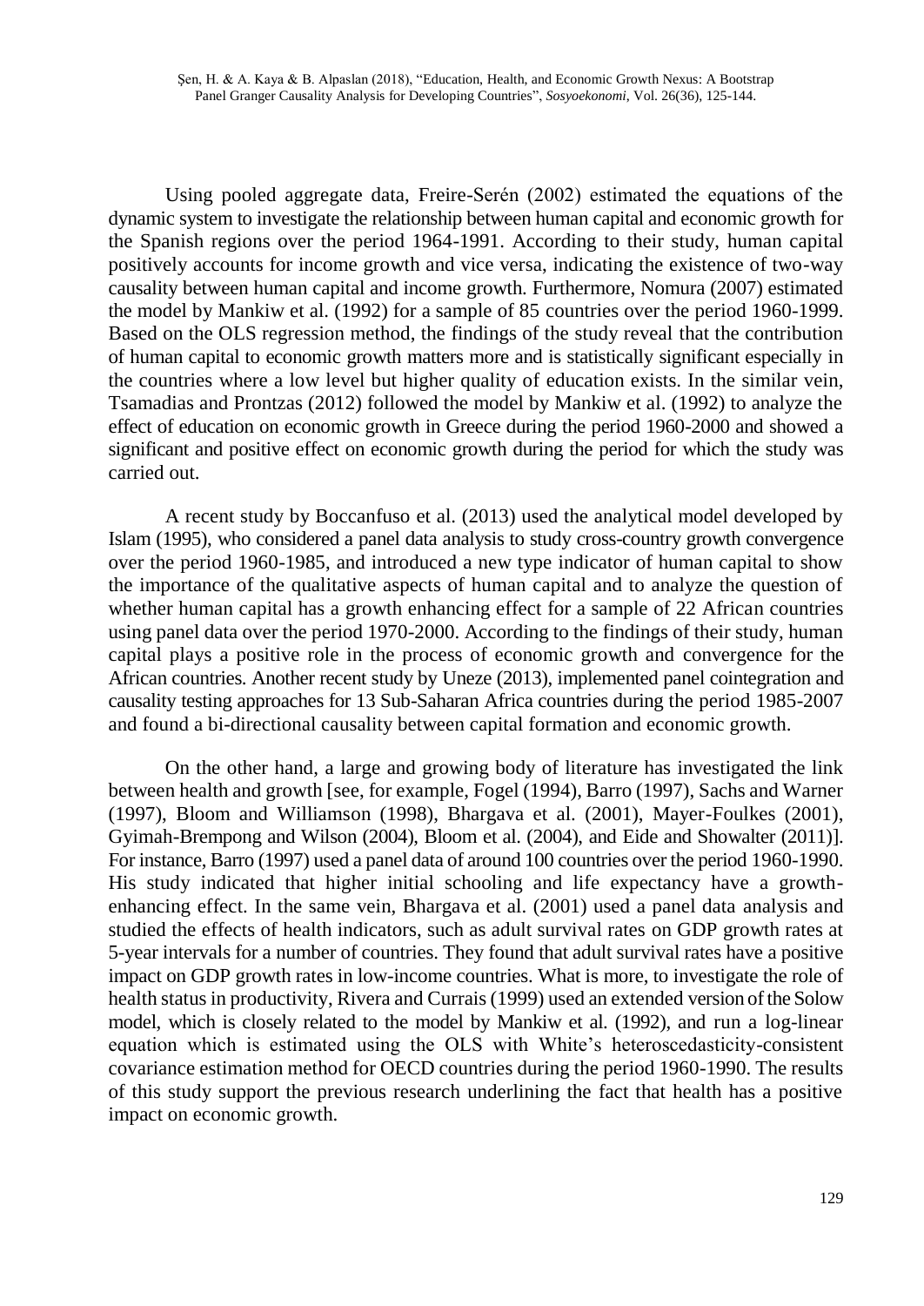Using pooled aggregate data, Freire-Serén (2002) estimated the equations of the dynamic system to investigate the relationship between human capital and economic growth for the Spanish regions over the period 1964-1991. According to their study, human capital positively accounts for income growth and vice versa, indicating the existence of two-way causality between human capital and income growth. Furthermore, Nomura (2007) estimated the model by Mankiw et al. (1992) for a sample of 85 countries over the period 1960-1999. Based on the OLS regression method, the findings of the study reveal that the contribution of human capital to economic growth matters more and is statistically significant especially in the countries where a low level but higher quality of education exists. In the similar vein, Tsamadias and Prontzas (2012) followed the model by Mankiw et al. (1992) to analyze the effect of education on economic growth in Greece during the period 1960-2000 and showed a significant and positive effect on economic growth during the period for which the study was carried out.

A recent study by Boccanfuso et al. (2013) used the analytical model developed by Islam (1995), who considered a panel data analysis to study cross-country growth convergence over the period 1960-1985, and introduced a new type indicator of human capital to show the importance of the qualitative aspects of human capital and to analyze the question of whether human capital has a growth enhancing effect for a sample of 22 African countries using panel data over the period 1970-2000. According to the findings of their study, human capital plays a positive role in the process of economic growth and convergence for the African countries. Another recent study by Uneze (2013), implemented panel cointegration and causality testing approaches for 13 Sub-Saharan Africa countries during the period 1985-2007 and found a bi-directional causality between capital formation and economic growth.

On the other hand, a large and growing body of literature has investigated the link between health and growth [see, for example, Fogel (1994), Barro (1997), Sachs and Warner (1997), Bloom and Williamson (1998), Bhargava et al. (2001), Mayer-Foulkes (2001), Gyimah-Brempong and Wilson (2004), Bloom et al. (2004), and Eide and Showalter (2011)]. For instance, Barro (1997) used a panel data of around 100 countries over the period 1960-1990. His study indicated that higher initial schooling and life expectancy have a growth-enhancing effect. In the same vein, Bhargava et al. (2001) used a panel data analysis and studied the effects of health indicators, such as adult survival rates on GDP growth rates at 5-year intervals for a number of countries. They found that adult survival rates have a positive impact on GDP growth rates in low-income countries. What is more, to investigate the role of health status in productivity, Rivera and Currais (1999) used an extended version of the Solow model, which is closely related to the model by Mankiw et al. (1992), and run a log-linear equation which is estimated using the OLS with White's heteroscedasticity-consistent covariance estimation method for OECD countries during the period 1960-1990. The results of this study support the previous research underlining the fact that health has a positive impact on economic growth.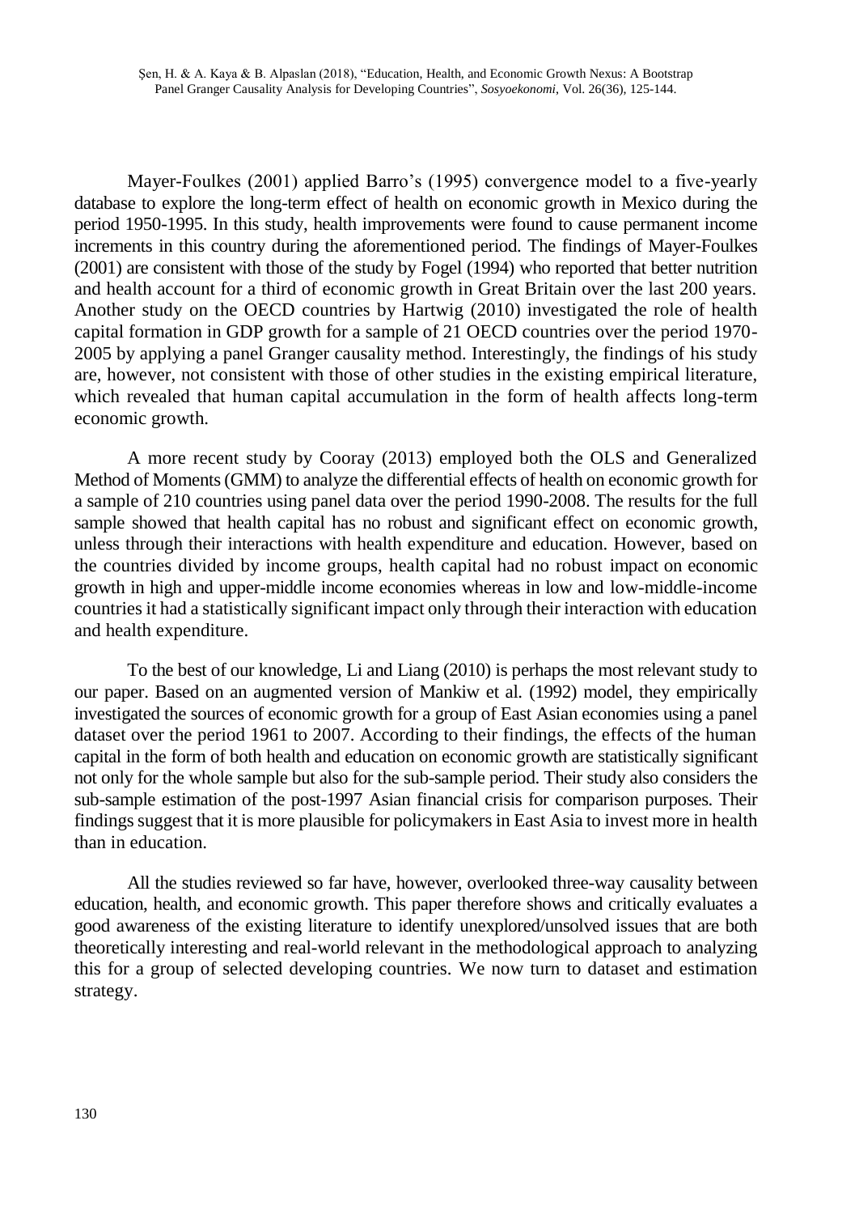Mayer-Foulkes (2001) applied Barro's (1995) convergence model to a five-yearly database to explore the long-term effect of health on economic growth in Mexico during the period 1950-1995. In this study, health improvements were found to cause permanent income increments in this country during the aforementioned period. The findings of Mayer-Foulkes (2001) are consistent with those of the study by Fogel (1994) who reported that better nutrition and health account for a third of economic growth in Great Britain over the last 200 years. Another study on the OECD countries by Hartwig (2010) investigated the role of health capital formation in GDP growth for a sample of 21 OECD countries over the period 1970-2005 by applying a panel Granger causality method. Interestingly, the findings of his study are, however, not consistent with those of other studies in the existing empirical literature, which revealed that human capital accumulation in the form of health affects long-term economic growth.

A more recent study by Cooray (2013) employed both the OLS and Generalized Method of Moments (GMM) to analyze the differential effects of health on economic growth for a sample of 210 countries using panel data over the period 1990-2008. The results for the full sample showed that health capital has no robust and significant effect on economic growth, unless through their interactions with health expenditure and education. However, based on the countries divided by income groups, health capital had no robust impact on economic growth in high and upper-middle income economies whereas in low and low-middle-income countries it had a statistically significant impact only through their interaction with education and health expenditure.

To the best of our knowledge, Li and Liang (2010) is perhaps the most relevant study to our paper. Based on an augmented version of Mankiw et al. (1992) model, they empirically investigated the sources of economic growth for a group of East Asian economies using a panel dataset over the period 1961 to 2007. According to their findings, the effects of the human capital in the form of both health and education on economic growth are statistically significant not only for the whole sample but also for the sub-sample period. Their study also considers the sub-sample estimation of the post-1997 Asian financial crisis for comparison purposes. Their findings suggest that it is more plausible for policymakers in East Asia to invest more in health than in education.

All the studies reviewed so far have, however, overlooked three-way causality between education, health, and economic growth. This paper therefore shows and critically evaluates a good awareness of the existing literature to identify unexplored/unsolved issues that are both theoretically interesting and real-world relevant in the methodological approach to analyzing this for a group of selected developing countries. We now turn to dataset and estimation strategy.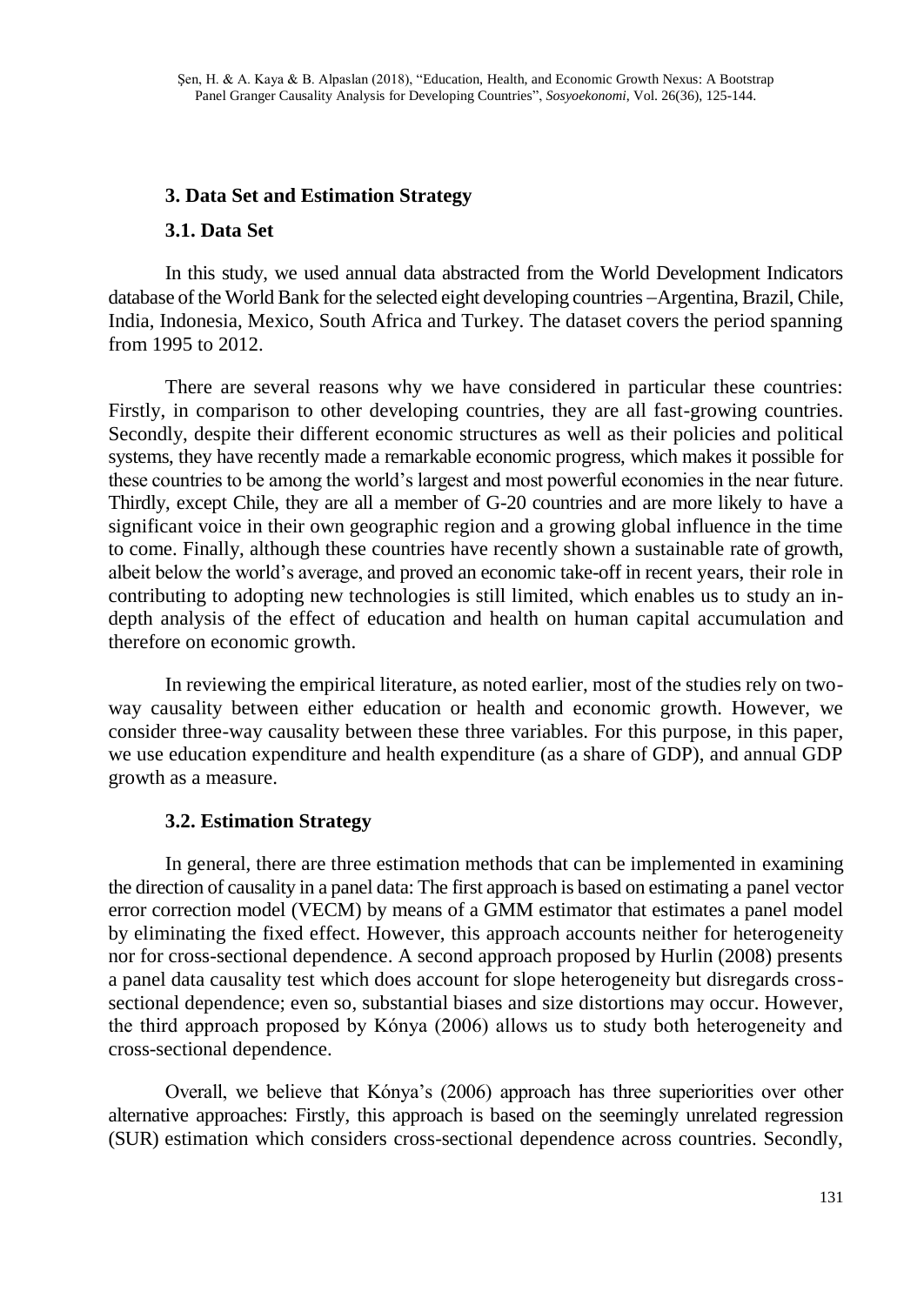### 3. Data Set and Estimation Strategy

### 3.1. Data Set

In this study, we used annual data abstracted from the World Development Indicators database of the World Bank for the selected eight developing countries –Argentina, Brazil, Chile, India, Indonesia, Mexico, South Africa and Turkey. The dataset covers the period spanning from 1995 to 2012.

There are several reasons why we have considered in particular these countries: Firstly, in comparison to other developing countries, they are all fast-growing countries. Secondly, despite their different economic structures as well as their policies and political systems, they have recently made a remarkable economic progress, which makes it possible for these countries to be among the world's largest and most powerful economies in the near future. Thirdly, except Chile, they are all a member of G-20 countries and are more likely to have a significant voice in their own geographic region and a growing global influence in the time to come. Finally, although these countries have recently shown a sustainable rate of growth, albeit below the world's average, and proved an economic take-off in recent years, their role in contributing to adopting new technologies is still limited, which enables us to study an in-depth analysis of the effect of education and health on human capital accumulation and therefore on economic growth.

In reviewing the empirical literature, as noted earlier, most of the studies rely on two-way causality between either education or health and economic growth. However, we consider three-way causality between these three variables. For this purpose, in this paper, we use education expenditure and health expenditure (as a share of GDP), and annual GDP growth as a measure.

### 3.2. Estimation Strategy

In general, there are three estimation methods that can be implemented in examining the direction of causality in a panel data: The first approach is based on estimating a panel vector error correction model (VECM) by means of a GMM estimator that estimates a panel model by eliminating the fixed effect. However, this approach accounts neither for heterogeneity nor for cross-sectional dependence. A second approach proposed by Hurlin (2008) presents a panel data causality test which does account for slope heterogeneity but disregards cross-sectional dependence; even so, substantial biases and size distortions may occur. However, the third approach proposed by Kónya (2006) allows us to study both heterogeneity and cross-sectional dependence.

Overall, we believe that Kónya's (2006) approach has three superiorities over other alternative approaches: Firstly, this approach is based on the seemingly unrelated regression (SUR) estimation which considers cross-sectional dependence across countries. Secondly,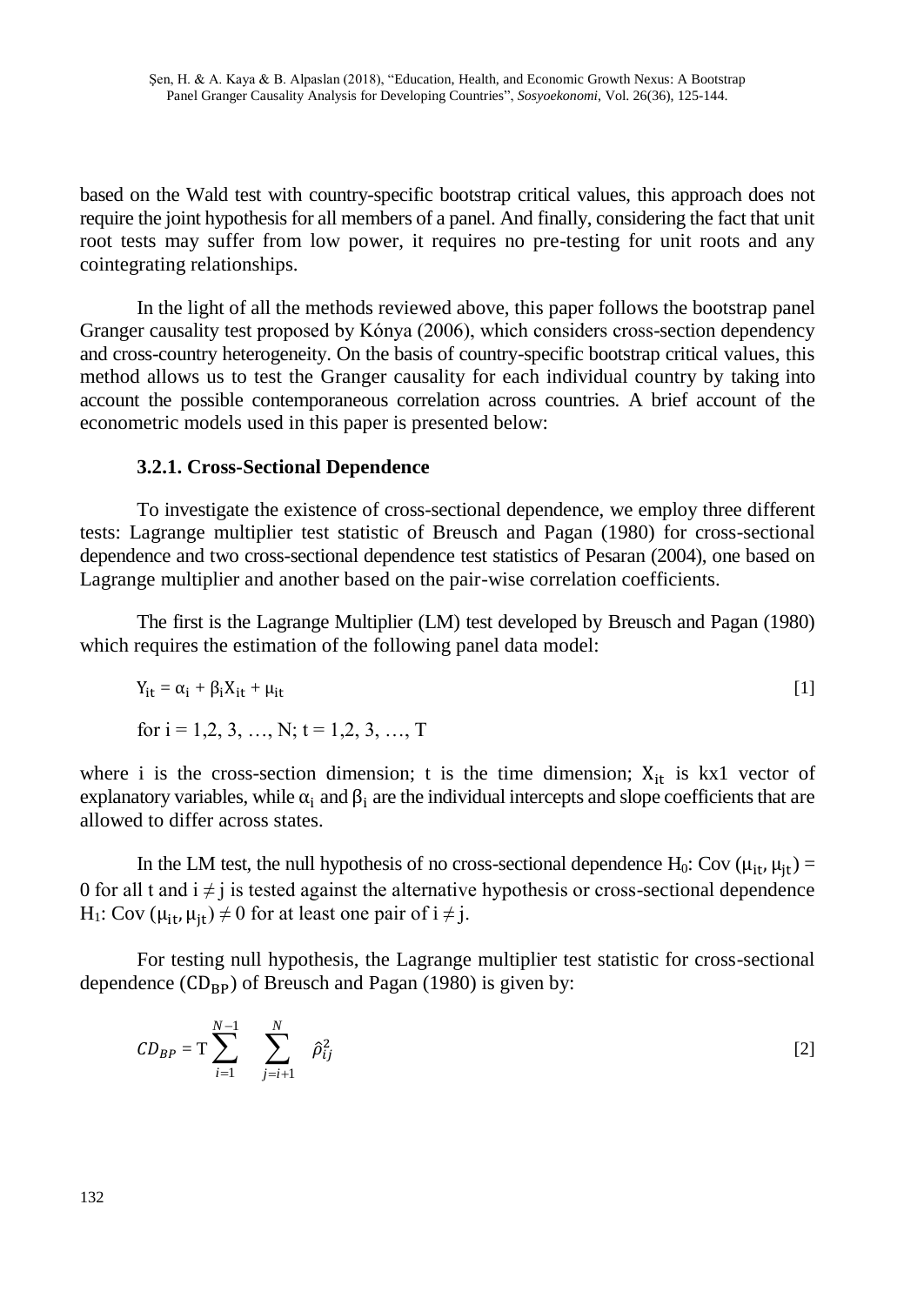based on the Wald test with country-specific bootstrap critical values, this approach does not require the joint hypothesis for all members of a panel. And finally, considering the fact that unit root tests may suffer from low power, it requires no pre-testing for unit roots and any cointegrating relationships.

In the light of all the methods reviewed above, this paper follows the bootstrap panel Granger causality test proposed by Kónya (2006), which considers cross-section dependency and cross-country heterogeneity. On the basis of country-specific bootstrap critical values, this method allows us to test the Granger causality for each individual country by taking into account the possible contemporaneous correlation across countries. A brief account of the econometric models used in this paper is presented below:

### 3.2.1. Cross-Sectional Dependence

To investigate the existence of cross-sectional dependence, we employ three different tests: Lagrange multiplier test statistic of Breusch and Pagan (1980) for cross-sectional dependence and two cross-sectional dependence test statistics of Pesaran (2004), one based on Lagrange multiplier and another based on the pair-wise correlation coefficients.

The first is the Lagrange Multiplier (LM) test developed by Breusch and Pagan (1980) which requires the estimation of the following panel data model:

$$Y_{it} = \alpha_i + \beta_i X_{it} + \mu_{it} \qquad [1]$$

for $i = 1,2, 3, \ldots, N; t = 1,2, 3, \ldots, T$

where i is the cross-section dimension; t is the time dimension; $X_{it}$ is kx1 vector of explanatory variables, while $\alpha_i$ and $\beta_i$ are the individual intercepts and slope coefficients that are allowed to differ across states.

In the LM test, the null hypothesis of no cross-sectional dependence $H_0$: $Cov(\mu_{it}, \mu_{jt}) = 0$ for all t and $i \neq j$ is tested against the alternative hypothesis or cross-sectional dependence $H_1$: $Cov(\mu_{it}, \mu_{jt}) \neq 0$ for at least one pair of $i \neq j$.

For testing null hypothesis, the Lagrange multiplier test statistic for cross-sectional dependence ($CD_{BP}$) of Breusch and Pagan (1980) is given by:

$$CD_{BP} = T \sum_{i=1}^{N-1} \sum_{j=i+1}^{N} \hat{\rho}_{ij}^2 \qquad [2]$$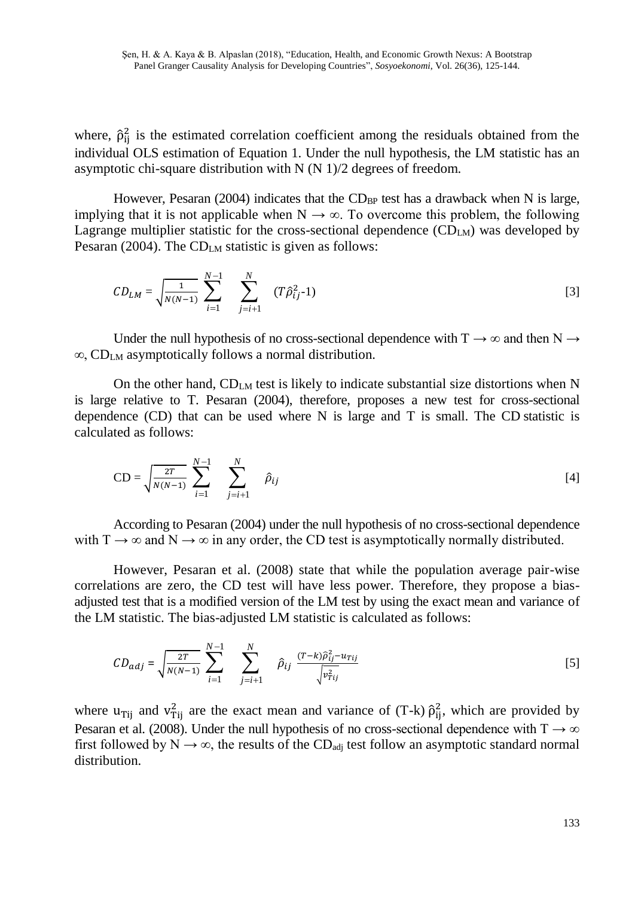where, $\hat{\rho}_{ij}^2$ is the estimated correlation coefficient among the residuals obtained from the individual OLS estimation of Equation 1. Under the null hypothesis, the LM statistic has an asymptotic chi-square distribution with N (N 1)/2 degrees of freedom.

However, Pesaran (2004) indicates that the $CD_{BP}$ test has a drawback when N is large, implying that it is not applicable when $N \rightarrow \infty$. To overcome this problem, the following Lagrange multiplier statistic for the cross-sectional dependence ($CD_{LM}$) was developed by Pesaran (2004). The $CD_{LM}$ statistic is given as follows:

$$CD_{LM} = \sqrt{\frac{1}{N(N-1)}} \sum_{i=1}^{N-1} \sum_{j=i+1}^{N} (T\hat{\rho}_{ij}^2\text{-}1) \quad [3]$$

Under the null hypothesis of no cross-sectional dependence with $T \rightarrow \infty$ and then $N \rightarrow \infty$, $CD_{LM}$ asymptotically follows a normal distribution.

On the other hand, $CD_{LM}$ test is likely to indicate substantial size distortions when N is large relative to T. Pesaran (2004), therefore, proposes a new test for cross-sectional dependence (CD) that can be used where N is large and T is small. The CD statistic is calculated as follows:

$$\text{CD} = \sqrt{\frac{2T}{N(N-1)}} \sum_{i=1}^{N-1} \sum_{j=i+1}^{N} \hat{\rho}_{ij} \quad [4]$$

According to Pesaran (2004) under the null hypothesis of no cross-sectional dependence with $T \rightarrow \infty$ and $N \rightarrow \infty$ in any order, the CD test is asymptotically normally distributed.

However, Pesaran et al. (2008) state that while the population average pair-wise correlations are zero, the CD test will have less power. Therefore, they propose a bias-adjusted test that is a modified version of the LM test by using the exact mean and variance of the LM statistic. The bias-adjusted LM statistic is calculated as follows:

$$CD_{adj} = \sqrt{\frac{2T}{N(N-1)}} \sum_{i=1}^{N-1} \sum_{j=i+1}^{N} \hat{\rho}_{ij} \frac{(T-k)\hat{\rho}_{ij}^2 - u_{Tij}}{\sqrt{v_{Tij}^2}} \quad [5]$$

where $u_{Tij}$ and $v_{Tij}^2$ are the exact mean and variance of $(T\text{-}k)\,\hat{\rho}_{ij}^2$, which are provided by Pesaran et al. (2008). Under the null hypothesis of no cross-sectional dependence with $T \rightarrow \infty$ first followed by $N \rightarrow \infty$, the results of the $CD_{adj}$ test follow an asymptotic standard normal distribution.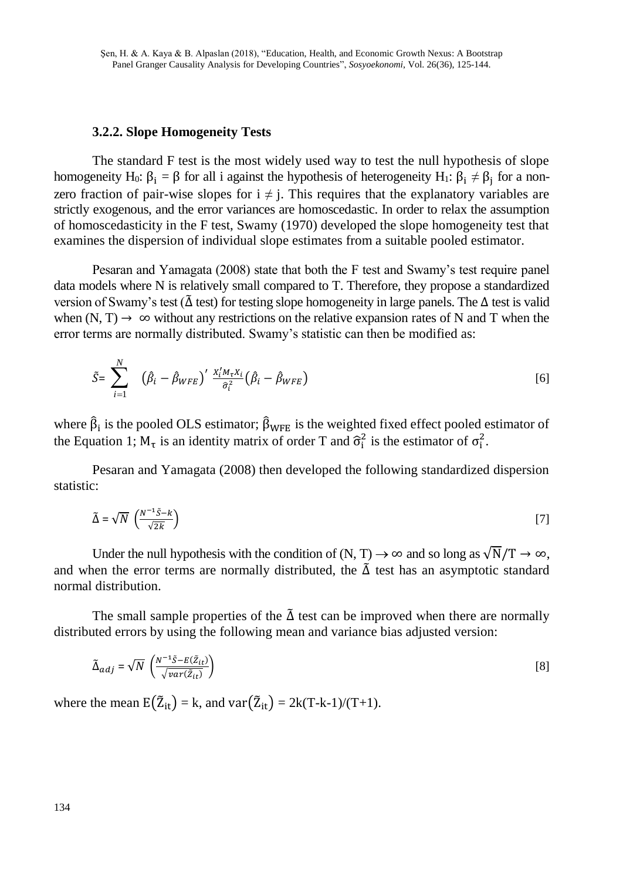### 3.2.2. Slope Homogeneity Tests

The standard F test is the most widely used way to test the null hypothesis of slope homogeneity H₀: $\beta_i = \beta$ for all i against the hypothesis of heterogeneity H₁: $\beta_i \neq \beta_j$ for a non-zero fraction of pair-wise slopes for $i \neq j$. This requires that the explanatory variables are strictly exogenous, and the error variances are homoscedastic. In order to relax the assumption of homoscedasticity in the F test, Swamy (1970) developed the slope homogeneity test that examines the dispersion of individual slope estimates from a suitable pooled estimator.

Pesaran and Yamagata (2008) state that both the F test and Swamy's test require panel data models where N is relatively small compared to T. Therefore, they propose a standardized version of Swamy's test ($\tilde{\Delta}$ test) for testing slope homogeneity in large panels. The $\Delta$ test is valid when $(N, T) \rightarrow \infty$ without any restrictions on the relative expansion rates of N and T when the error terms are normally distributed. Swamy's statistic can then be modified as:

$$\tilde{S} = \sum_{i=1}^{N} \left(\hat{\beta}_i - \hat{\beta}_{WFE}\right)' \frac{X_i' M_\tau X_i}{\hat{\sigma}_i^2} \left(\hat{\beta}_i - \hat{\beta}_{WFE}\right) \quad [6]$$

where $\hat{\beta}_i$ is the pooled OLS estimator; $\hat{\beta}_{WFE}$ is the weighted fixed effect pooled estimator of the Equation 1; $M_\tau$ is an identity matrix of order T and $\hat{\sigma}_i^2$ is the estimator of $\sigma_i^2$.

Pesaran and Yamagata (2008) then developed the following standardized dispersion statistic:

$$\tilde{\Delta} = \sqrt{N} \left(\frac{N^{-1}\tilde{S} - k}{\sqrt{2k}}\right) \quad [7]$$

Under the null hypothesis with the condition of $(N, T) \rightarrow \infty$ and so long as $\sqrt{N}/T \rightarrow \infty$, and when the error terms are normally distributed, the $\tilde{\Delta}$ test has an asymptotic standard normal distribution.

The small sample properties of the $\tilde{\Delta}$ test can be improved when there are normally distributed errors by using the following mean and variance bias adjusted version:

$$\tilde{\Delta}_{adj} = \sqrt{N} \left(\frac{N^{-1}\tilde{S} - E(\tilde{Z}_{it})}{\sqrt{var(\tilde{Z}_{it})}}\right) \quad [8]$$

where the mean $E(\tilde{Z}_{it}) = k$, and $var(\tilde{Z}_{it}) = 2k(T-k-1)/(T+1)$.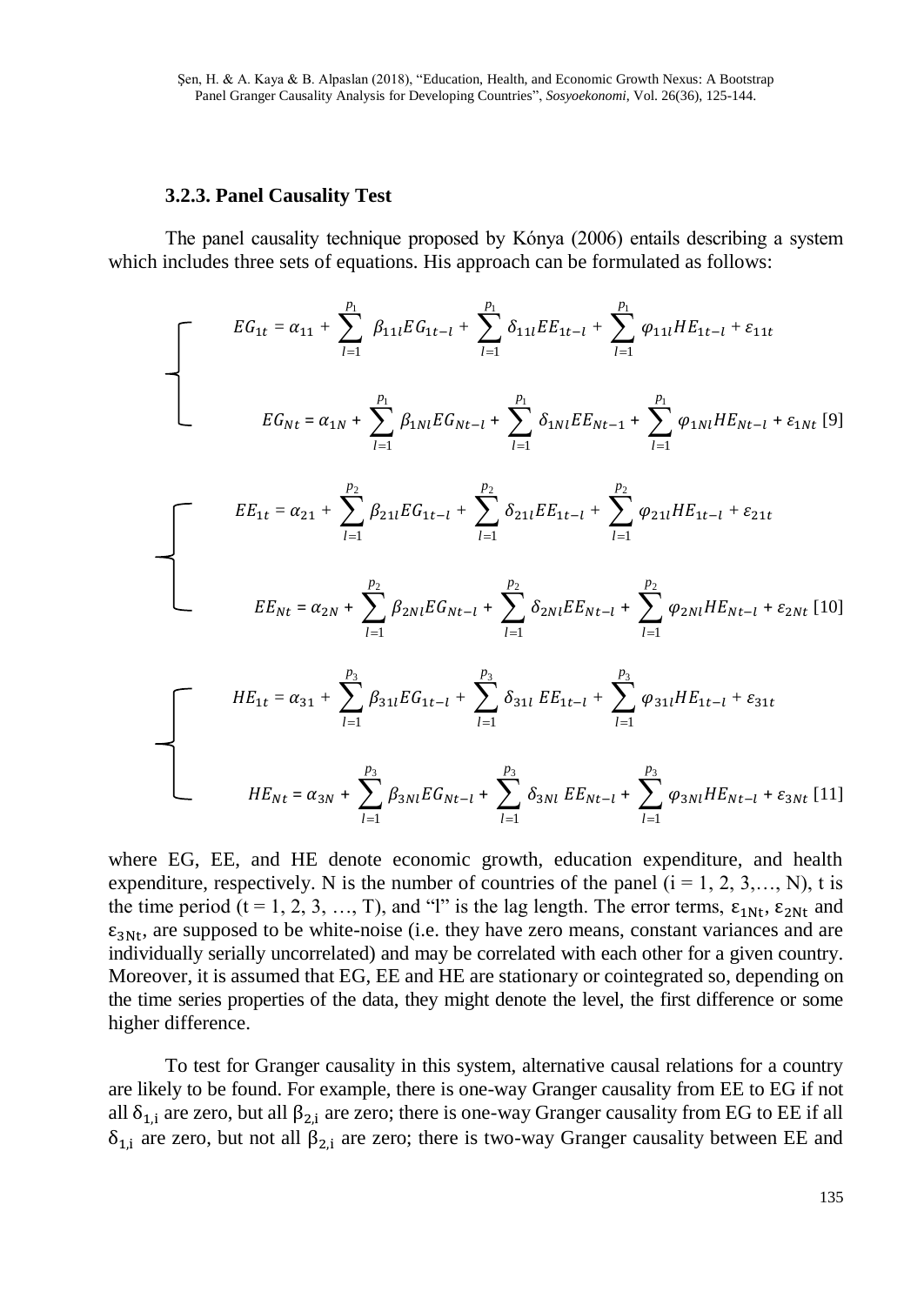### 3.2.3. Panel Causality Test

The panel causality technique proposed by Kónya (2006) entails describing a system which includes three sets of equations. His approach can be formulated as follows:

$$
\begin{cases}
EG_{1t} = \alpha_{11} + \sum_{l=1}^{p_1} \beta_{11l} EG_{1t-l} + \sum_{l=1}^{p_1} \delta_{11l} EE_{1t-l} + \sum_{l=1}^{p_1} \varphi_{11l} HE_{1t-l} + \varepsilon_{11t} \\
EG_{Nt} = \alpha_{1N} + \sum_{l=1}^{p_1} \beta_{1Nl} EG_{Nt-l} + \sum_{l=1}^{p_1} \delta_{1Nl} EE_{Nt-1} + \sum_{l=1}^{p_1} \varphi_{1Nl} HE_{Nt-l} + \varepsilon_{1Nt}
\end{cases} \quad [9]
$$

$$
\begin{cases}
EE_{1t} = \alpha_{21} + \sum_{l=1}^{p_2} \beta_{21l} EG_{1t-l} + \sum_{l=1}^{p_2} \delta_{21l} EE_{1t-l} + \sum_{l=1}^{p_2} \varphi_{21l} HE_{1t-l} + \varepsilon_{21t} \\
EE_{Nt} = \alpha_{2N} + \sum_{l=1}^{p_2} \beta_{2Nl} EG_{Nt-l} + \sum_{l=1}^{p_2} \delta_{2Nl} EE_{Nt-l} + \sum_{l=1}^{p_2} \varphi_{2Nl} HE_{Nt-l} + \varepsilon_{2Nt}
\end{cases} \quad [10]
$$

$$
\begin{cases}
HE_{1t} = \alpha_{31} + \sum_{l=1}^{p_3} \beta_{31l} EG_{1t-l} + \sum_{l=1}^{p_3} \delta_{31l} EE_{1t-l} + \sum_{l=1}^{p_3} \varphi_{31l} HE_{1t-l} + \varepsilon_{31t} \\
HE_{Nt} = \alpha_{3N} + \sum_{l=1}^{p_3} \beta_{3Nl} EG_{Nt-l} + \sum_{l=1}^{p_3} \delta_{3Nl} EE_{Nt-l} + \sum_{l=1}^{p_3} \varphi_{3Nl} HE_{Nt-l} + \varepsilon_{3Nt}
\end{cases} \quad [11]
$$

where EG, EE, and HE denote economic growth, education expenditure, and health expenditure, respectively. N is the number of countries of the panel ($i = 1, 2, 3, \ldots, N$), t is the time period ($t = 1, 2, 3, \ldots, T$), and "l" is the lag length. The error terms, $\varepsilon_{1Nt}$, $\varepsilon_{2Nt}$ and $\varepsilon_{3Nt}$, are supposed to be white-noise (i.e. they have zero means, constant variances and are individually serially uncorrelated) and may be correlated with each other for a given country. Moreover, it is assumed that EG, EE and HE are stationary or cointegrated so, depending on the time series properties of the data, they might denote the level, the first difference or some higher difference.

To test for Granger causality in this system, alternative causal relations for a country are likely to be found. For example, there is one-way Granger causality from EE to EG if not all $\delta_{1,i}$ are zero, but all $\beta_{2,i}$ are zero; there is one-way Granger causality from EG to EE if all $\delta_{1,i}$ are zero, but not all $\beta_{2,i}$ are zero; there is two-way Granger causality between EE and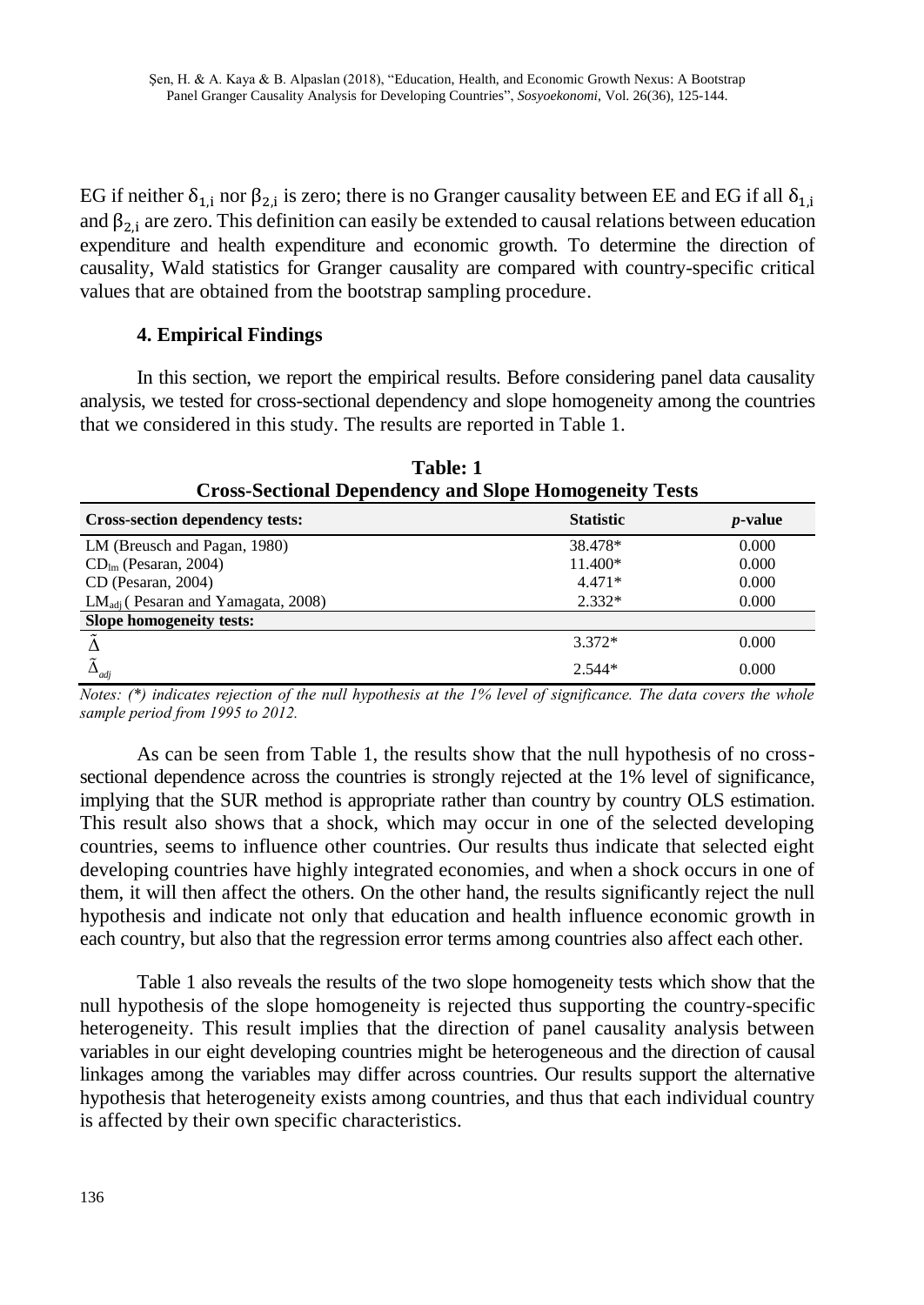EG if neither $\delta_{1,i}$ nor $\beta_{2,i}$ is zero; there is no Granger causality between EE and EG if all $\delta_{1,i}$ and $\beta_{2,i}$ are zero. This definition can easily be extended to causal relations between education expenditure and health expenditure and economic growth. To determine the direction of causality, Wald statistics for Granger causality are compared with country-specific critical values that are obtained from the bootstrap sampling procedure.

### 4. Empirical Findings

In this section, we report the empirical results. Before considering panel data causality analysis, we tested for cross-sectional dependency and slope homogeneity among the countries that we considered in this study. The results are reported in Table 1.

**Table: 1**
**Cross-Sectional Dependency and Slope Homogeneity Tests**

| Cross-section dependency tests: | Statistic | *p*-value |
|---|---|---|
| LM (Breusch and Pagan, 1980) | 38.478* | 0.000 |
| $CD_{lm}$ (Pesaran, 2004) | 11.400* | 0.000 |
| CD (Pesaran, 2004) | 4.471* | 0.000 |
| $LM_{adj}$ ( Pesaran and Yamagata, 2008) | 2.332* | 0.000 |
| **Slope homogeneity tests:** | | |
| $\tilde{\Delta}$ | 3.372* | 0.000 |
| $\tilde{\Delta}_{adj}$ | 2.544* | 0.000 |

*Notes: (\*) indicates rejection of the null hypothesis at the 1% level of significance. The data covers the whole sample period from 1995 to 2012.*

As can be seen from Table 1, the results show that the null hypothesis of no cross-sectional dependence across the countries is strongly rejected at the 1% level of significance, implying that the SUR method is appropriate rather than country by country OLS estimation. This result also shows that a shock, which may occur in one of the selected developing countries, seems to influence other countries. Our results thus indicate that selected eight developing countries have highly integrated economies, and when a shock occurs in one of them, it will then affect the others. On the other hand, the results significantly reject the null hypothesis and indicate not only that education and health influence economic growth in each country, but also that the regression error terms among countries also affect each other.

Table 1 also reveals the results of the two slope homogeneity tests which show that the null hypothesis of the slope homogeneity is rejected thus supporting the country-specific heterogeneity. This result implies that the direction of panel causality analysis between variables in our eight developing countries might be heterogeneous and the direction of causal linkages among the variables may differ across countries. Our results support the alternative hypothesis that heterogeneity exists among countries, and thus that each individual country is affected by their own specific characteristics.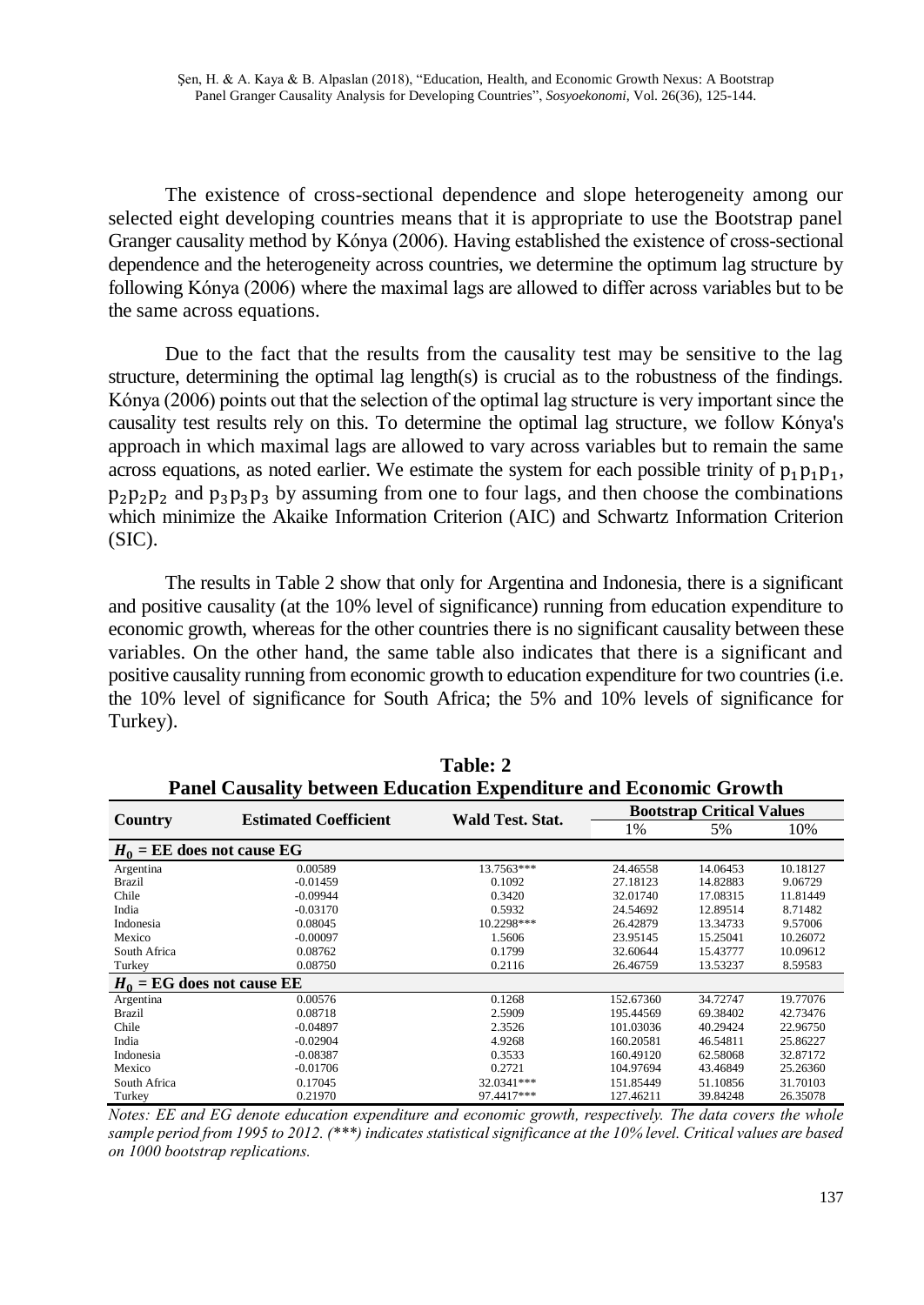The existence of cross-sectional dependence and slope heterogeneity among our selected eight developing countries means that it is appropriate to use the Bootstrap panel Granger causality method by Kónya (2006). Having established the existence of cross-sectional dependence and the heterogeneity across countries, we determine the optimum lag structure by following Kónya (2006) where the maximal lags are allowed to differ across variables but to be the same across equations.

Due to the fact that the results from the causality test may be sensitive to the lag structure, determining the optimal lag length(s) is crucial as to the robustness of the findings. Kónya (2006) points out that the selection of the optimal lag structure is very important since the causality test results rely on this. To determine the optimal lag structure, we follow Kónya's approach in which maximal lags are allowed to vary across variables but to remain the same across equations, as noted earlier. We estimate the system for each possible trinity of $p_1p_1p_1$, $p_2p_2p_2$ and $p_3p_3p_3$ by assuming from one to four lags, and then choose the combinations which minimize the Akaike Information Criterion (AIC) and Schwartz Information Criterion (SIC).

The results in Table 2 show that only for Argentina and Indonesia, there is a significant and positive causality (at the 10% level of significance) running from education expenditure to economic growth, whereas for the other countries there is no significant causality between these variables. On the other hand, the same table also indicates that there is a significant and positive causality running from economic growth to education expenditure for two countries (i.e. the 10% level of significance for South Africa; the 5% and 10% levels of significance for Turkey).

**Table: 2**
**Panel Causality between Education Expenditure and Economic Growth**

| Country | Estimated Coefficient | Wald Test. Stat. | Bootstrap Critical Values | | |
|---|---|---|---|---|---|
| | | | 1% | 5% | 10% |
| **$H_0$ = EE does not cause EG** | | | | | |
| Argentina | 0.00589 | 13.7563*** | 24.46558 | 14.06453 | 10.18127 |
| Brazil | -0.01459 | 0.1092 | 27.18123 | 14.82883 | 9.06729 |
| Chile | -0.09944 | 0.3420 | 32.01740 | 17.08315 | 11.81449 |
| India | -0.03170 | 0.5932 | 24.54692 | 12.89514 | 8.71482 |
| Indonesia | 0.08045 | 10.2298*** | 26.42879 | 13.34733 | 9.57006 |
| Mexico | -0.00097 | 1.5606 | 23.95145 | 15.25041 | 10.26072 |
| South Africa | 0.08762 | 0.1799 | 32.60644 | 15.43777 | 10.09612 |
| Turkey | 0.08750 | 0.2116 | 26.46759 | 13.53237 | 8.59583 |
| **$H_0$ = EG does not cause EE** | | | | | |
| Argentina | 0.00576 | 0.1268 | 152.67360 | 34.72747 | 19.77076 |
| Brazil | 0.08718 | 2.5909 | 195.44569 | 69.38402 | 42.73476 |
| Chile | -0.04897 | 2.3526 | 101.03036 | 40.29424 | 22.96750 |
| India | -0.02904 | 4.9268 | 160.20581 | 46.54811 | 25.86227 |
| Indonesia | -0.08387 | 0.3533 | 160.49120 | 62.58068 | 32.87172 |
| Mexico | -0.01706 | 0.2721 | 104.97694 | 43.46849 | 25.26360 |
| South Africa | 0.17045 | 32.0341*** | 151.85449 | 51.10856 | 31.70103 |
| Turkey | 0.21970 | 97.4417*** | 127.46211 | 39.84248 | 26.35078 |

*Notes: EE and EG denote education expenditure and economic growth, respectively. The data covers the whole sample period from 1995 to 2012. (\*\*\*) indicates statistical significance at the 10% level. Critical values are based on 1000 bootstrap replications.*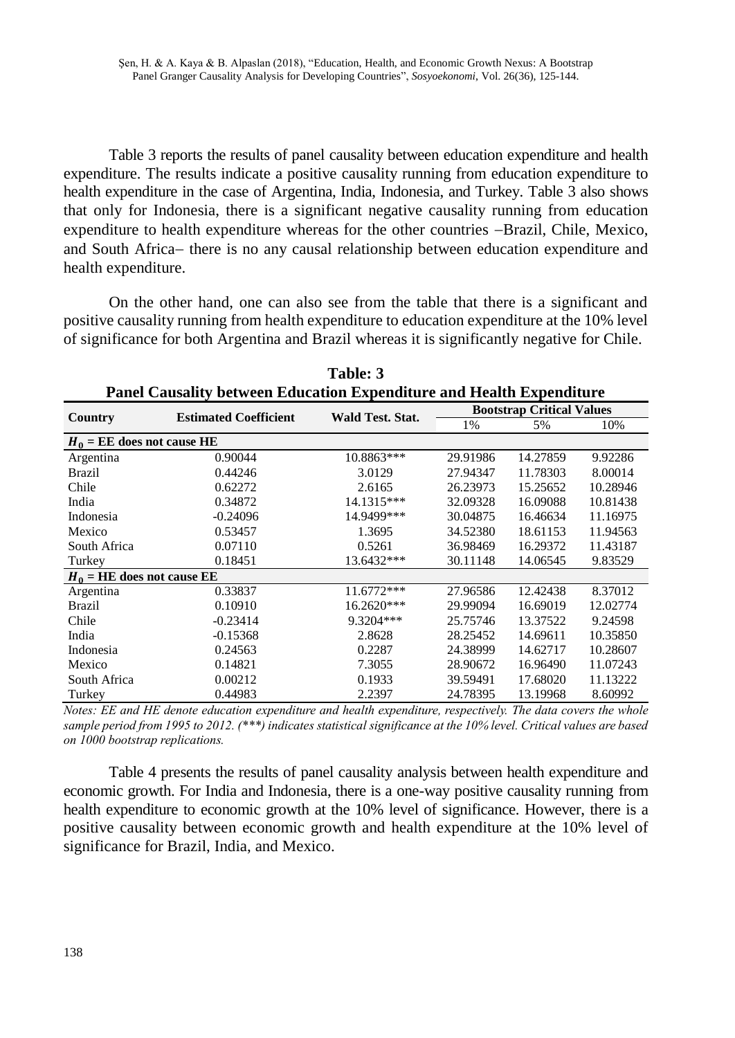Table 3 reports the results of panel causality between education expenditure and health expenditure. The results indicate a positive causality running from education expenditure to health expenditure in the case of Argentina, India, Indonesia, and Turkey. Table 3 also shows that only for Indonesia, there is a significant negative causality running from education expenditure to health expenditure whereas for the other countries –Brazil, Chile, Mexico, and South Africa– there is no any causal relationship between education expenditure and health expenditure.

On the other hand, one can also see from the table that there is a significant and positive causality running from health expenditure to education expenditure at the 10% level of significance for both Argentina and Brazil whereas it is significantly negative for Chile.

**Table: 3**
**Panel Causality between Education Expenditure and Health Expenditure**

| Country | Estimated Coefficient | Wald Test. Stat. | Bootstrap Critical Values | | |
|---|---|---|---|---|---|
| | | | 1% | 5% | 10% |
| **$H_0$ = EE does not cause HE** | | | | | |
| Argentina | 0.90044 | 10.8863*** | 29.91986 | 14.27859 | 9.92286 |
| Brazil | 0.44246 | 3.0129 | 27.94347 | 11.78303 | 8.00014 |
| Chile | 0.62272 | 2.6165 | 26.23973 | 15.25652 | 10.28946 |
| India | 0.34872 | 14.1315*** | 32.09328 | 16.09088 | 10.81438 |
| Indonesia | -0.24096 | 14.9499*** | 30.04875 | 16.46634 | 11.16975 |
| Mexico | 0.53457 | 1.3695 | 34.52380 | 18.61153 | 11.94563 |
| South Africa | 0.07110 | 0.5261 | 36.98469 | 16.29372 | 11.43187 |
| Turkey | 0.18451 | 13.6432*** | 30.11148 | 14.06545 | 9.83529 |
| **$H_0$ = HE does not cause EE** | | | | | |
| Argentina | 0.33837 | 11.6772*** | 27.96586 | 12.42438 | 8.37012 |
| Brazil | 0.10910 | 16.2620*** | 29.99094 | 16.69019 | 12.02774 |
| Chile | -0.23414 | 9.3204*** | 25.75746 | 13.37522 | 9.24598 |
| India | -0.15368 | 2.8628 | 28.25452 | 14.69611 | 10.35850 |
| Indonesia | 0.24563 | 0.2287 | 24.38999 | 14.62717 | 10.28607 |
| Mexico | 0.14821 | 7.3055 | 28.90672 | 16.96490 | 11.07243 |
| South Africa | 0.00212 | 0.1933 | 39.59491 | 17.68020 | 11.13222 |
| Turkey | 0.44983 | 2.2397 | 24.78395 | 13.19968 | 8.60992 |

*Notes: EE and HE denote education expenditure and health expenditure, respectively. The data covers the whole sample period from 1995 to 2012. (\*\*\*) indicates statistical significance at the 10% level. Critical values are based on 1000 bootstrap replications.*

Table 4 presents the results of panel causality analysis between health expenditure and economic growth. For India and Indonesia, there is a one-way positive causality running from health expenditure to economic growth at the 10% level of significance. However, there is a positive causality between economic growth and health expenditure at the 10% level of significance for Brazil, India, and Mexico.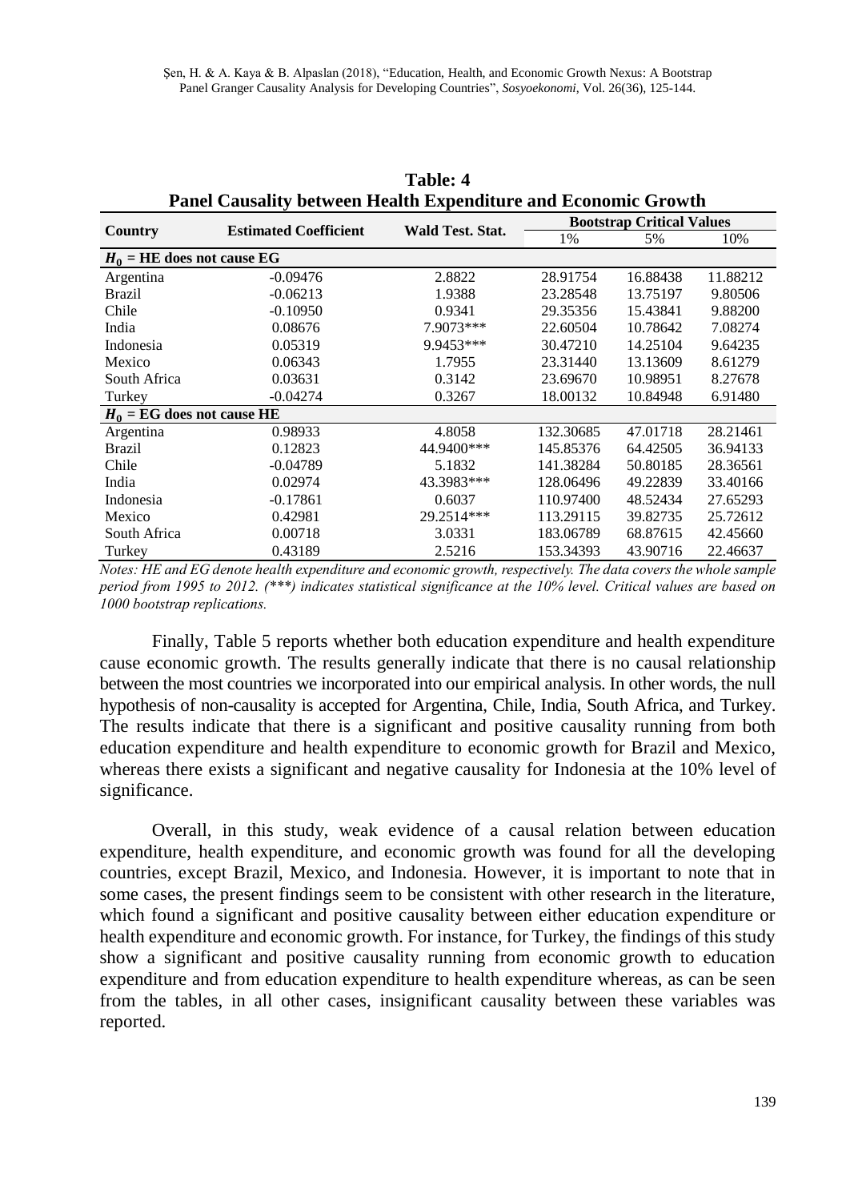**Table: 4**
**Panel Causality between Health Expenditure and Economic Growth**

| Country | Estimated Coefficient | Wald Test. Stat. | Bootstrap Critical Values | | |
|---|---|---|---|---|---|
| | | | 1% | 5% | 10% |
| $H_0$ = **HE does not cause EG** | | | | | |
| Argentina | -0.09476 | 2.8822 | 28.91754 | 16.88438 | 11.88212 |
| Brazil | -0.06213 | 1.9388 | 23.28548 | 13.75197 | 9.80506 |
| Chile | -0.10950 | 0.9341 | 29.35356 | 15.43841 | 9.88200 |
| India | 0.08676 | 7.9073*** | 22.60504 | 10.78642 | 7.08274 |
| Indonesia | 0.05319 | 9.9453*** | 30.47210 | 14.25104 | 9.64235 |
| Mexico | 0.06343 | 1.7955 | 23.31440 | 13.13609 | 8.61279 |
| South Africa | 0.03631 | 0.3142 | 23.69670 | 10.98951 | 8.27678 |
| Turkey | -0.04274 | 0.3267 | 18.00132 | 10.84948 | 6.91480 |
| $H_0$ = **EG does not cause HE** | | | | | |
| Argentina | 0.98933 | 4.8058 | 132.30685 | 47.01718 | 28.21461 |
| Brazil | 0.12823 | 44.9400*** | 145.85376 | 64.42505 | 36.94133 |
| Chile | -0.04789 | 5.1832 | 141.38284 | 50.80185 | 28.36561 |
| India | 0.02974 | 43.3983*** | 128.06496 | 49.22839 | 33.40166 |
| Indonesia | -0.17861 | 0.6037 | 110.97400 | 48.52434 | 27.65293 |
| Mexico | 0.42981 | 29.2514*** | 113.29115 | 39.82735 | 25.72612 |
| South Africa | 0.00718 | 3.0331 | 183.06789 | 68.87615 | 42.45660 |
| Turkey | 0.43189 | 2.5216 | 153.34393 | 43.90716 | 22.46637 |

*Notes: HE and EG denote health expenditure and economic growth, respectively. The data covers the whole sample period from 1995 to 2012. (\*\*\*) indicates statistical significance at the 10% level. Critical values are based on 1000 bootstrap replications.*

Finally, Table 5 reports whether both education expenditure and health expenditure cause economic growth. The results generally indicate that there is no causal relationship between the most countries we incorporated into our empirical analysis. In other words, the null hypothesis of non-causality is accepted for Argentina, Chile, India, South Africa, and Turkey. The results indicate that there is a significant and positive causality running from both education expenditure and health expenditure to economic growth for Brazil and Mexico, whereas there exists a significant and negative causality for Indonesia at the 10% level of significance.

Overall, in this study, weak evidence of a causal relation between education expenditure, health expenditure, and economic growth was found for all the developing countries, except Brazil, Mexico, and Indonesia. However, it is important to note that in some cases, the present findings seem to be consistent with other research in the literature, which found a significant and positive causality between either education expenditure or health expenditure and economic growth. For instance, for Turkey, the findings of this study show a significant and positive causality running from economic growth to education expenditure and from education expenditure to health expenditure whereas, as can be seen from the tables, in all other cases, insignificant causality between these variables was reported.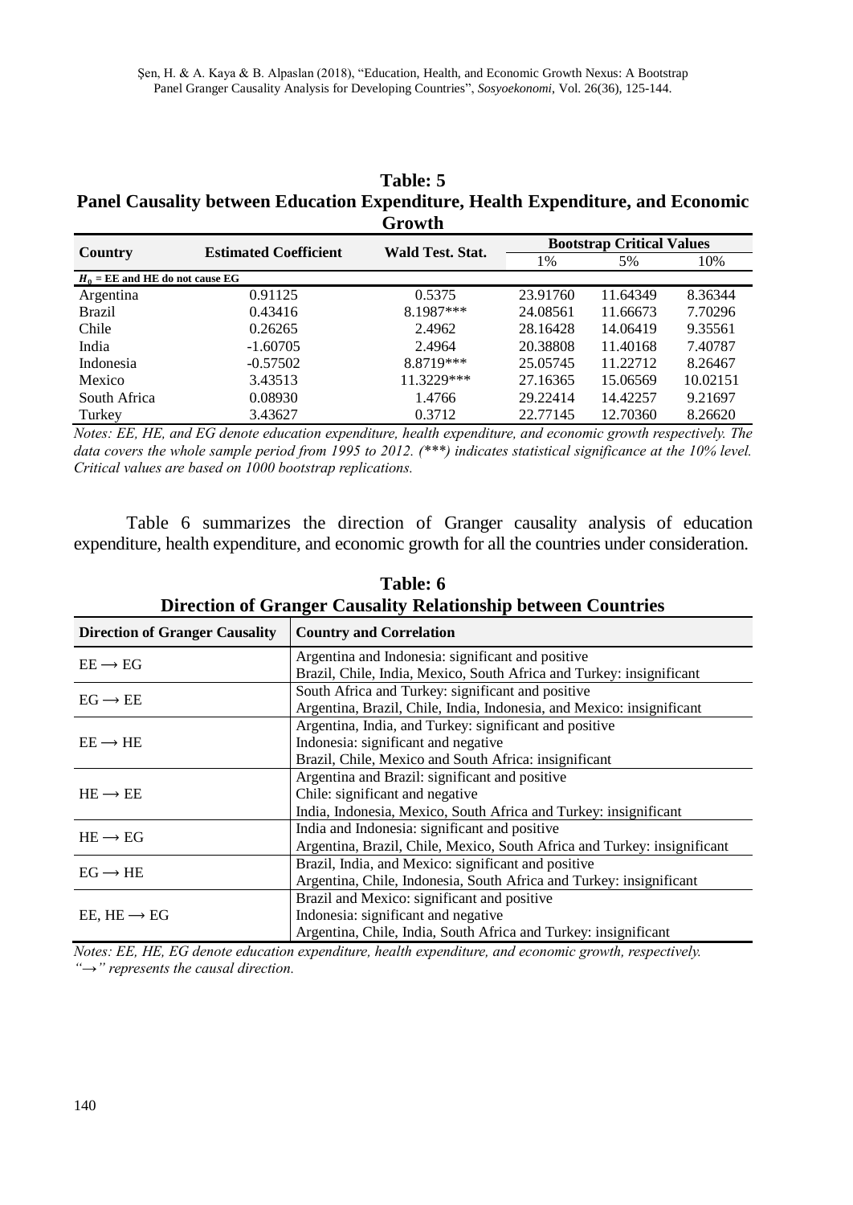**Table: 5**

**Panel Causality between Education Expenditure, Health Expenditure, and Economic Growth**

| Country | Estimated Coefficient | Wald Test. Stat. | Bootstrap Critical Values | | |
|---|---|---|---|---|---|
| | | | 1% | 5% | 10% |
| $H_0$ = EE and HE do not cause EG | | | | | |
| Argentina | 0.91125 | 0.5375 | 23.91760 | 11.64349 | 8.36344 |
| Brazil | 0.43416 | 8.1987*** | 24.08561 | 11.66673 | 7.70296 |
| Chile | 0.26265 | 2.4962 | 28.16428 | 14.06419 | 9.35561 |
| India | -1.60705 | 2.4964 | 20.38808 | 11.40168 | 7.40787 |
| Indonesia | -0.57502 | 8.8719*** | 25.05745 | 11.22712 | 8.26467 |
| Mexico | 3.43513 | 11.3229*** | 27.16365 | 15.06569 | 10.02151 |
| South Africa | 0.08930 | 1.4766 | 29.22414 | 14.42257 | 9.21697 |
| Turkey | 3.43627 | 0.3712 | 22.77145 | 12.70360 | 8.26620 |

*Notes: EE, HE, and EG denote education expenditure, health expenditure, and economic growth respectively. The data covers the whole sample period from 1995 to 2012. (\*\*\*) indicates statistical significance at the 10% level. Critical values are based on 1000 bootstrap replications.*

Table 6 summarizes the direction of Granger causality analysis of education expenditure, health expenditure, and economic growth for all the countries under consideration.

**Table: 6**

**Direction of Granger Causality Relationship between Countries**

| Direction of Granger Causality | Country and Correlation |
|---|---|
| EE ⟶ EG | Argentina and Indonesia: significant and positive<br>Brazil, Chile, India, Mexico, South Africa and Turkey: insignificant |
| EG ⟶ EE | South Africa and Turkey: significant and positive<br>Argentina, Brazil, Chile, India, Indonesia, and Mexico: insignificant |
| EE ⟶ HE | Argentina, India, and Turkey: significant and positive<br>Indonesia: significant and negative<br>Brazil, Chile, Mexico and South Africa: insignificant |
| HE ⟶ EE | Argentina and Brazil: significant and positive<br>Chile: significant and negative<br>India, Indonesia, Mexico, South Africa and Turkey: insignificant |
| HE ⟶ EG | India and Indonesia: significant and positive<br>Argentina, Brazil, Chile, Mexico, South Africa and Turkey: insignificant |
| EG ⟶ HE | Brazil, India, and Mexico: significant and positive<br>Argentina, Chile, Indonesia, South Africa and Turkey: insignificant |
| EE, HE ⟶ EG | Brazil and Mexico: significant and positive<br>Indonesia: significant and negative<br>Argentina, Chile, India, South Africa and Turkey: insignificant |

*Notes: EE, HE, EG denote education expenditure, health expenditure, and economic growth, respectively. "⟶" represents the causal direction.*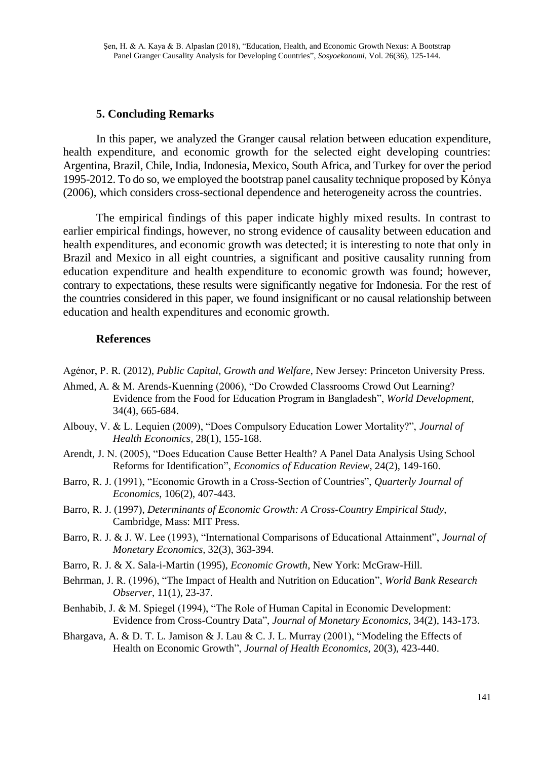## 5. Concluding Remarks

In this paper, we analyzed the Granger causal relation between education expenditure, health expenditure, and economic growth for the selected eight developing countries: Argentina, Brazil, Chile, India, Indonesia, Mexico, South Africa, and Turkey for over the period 1995-2012. To do so, we employed the bootstrap panel causality technique proposed by Kónya (2006), which considers cross-sectional dependence and heterogeneity across the countries.

The empirical findings of this paper indicate highly mixed results. In contrast to earlier empirical findings, however, no strong evidence of causality between education and health expenditures, and economic growth was detected; it is interesting to note that only in Brazil and Mexico in all eight countries, a significant and positive causality running from education expenditure and health expenditure to economic growth was found; however, contrary to expectations, these results were significantly negative for Indonesia. For the rest of the countries considered in this paper, we found insignificant or no causal relationship between education and health expenditures and economic growth.

## References

Agénor, P. R. (2012), *Public Capital, Growth and Welfare*, New Jersey: Princeton University Press.

Ahmed, A. & M. Arends-Kuenning (2006), "Do Crowded Classrooms Crowd Out Learning? Evidence from the Food for Education Program in Bangladesh", *World Development*, 34(4), 665-684.

Albouy, V. & L. Lequien (2009), "Does Compulsory Education Lower Mortality?", *Journal of Health Economics*, 28(1), 155-168.

Arendt, J. N. (2005), "Does Education Cause Better Health? A Panel Data Analysis Using School Reforms for Identification", *Economics of Education Review*, 24(2), 149-160.

Barro, R. J. (1991), "Economic Growth in a Cross-Section of Countries", *Quarterly Journal of Economics*, 106(2), 407-443.

Barro, R. J. (1997), *Determinants of Economic Growth: A Cross-Country Empirical Study*, Cambridge, Mass: MIT Press.

Barro, R. J. & J. W. Lee (1993), "International Comparisons of Educational Attainment", *Journal of Monetary Economics*, 32(3), 363-394.

Barro, R. J. & X. Sala-i-Martin (1995), *Economic Growth*, New York: McGraw-Hill.

Behrman, J. R. (1996), "The Impact of Health and Nutrition on Education", *World Bank Research Observer*, 11(1), 23-37.

Benhabib, J. & M. Spiegel (1994), "The Role of Human Capital in Economic Development: Evidence from Cross-Country Data", *Journal of Monetary Economics*, 34(2), 143-173.

Bhargava, A. & D. T. L. Jamison & J. Lau & C. J. L. Murray (2001), "Modeling the Effects of Health on Economic Growth", *Journal of Health Economics*, 20(3), 423-440.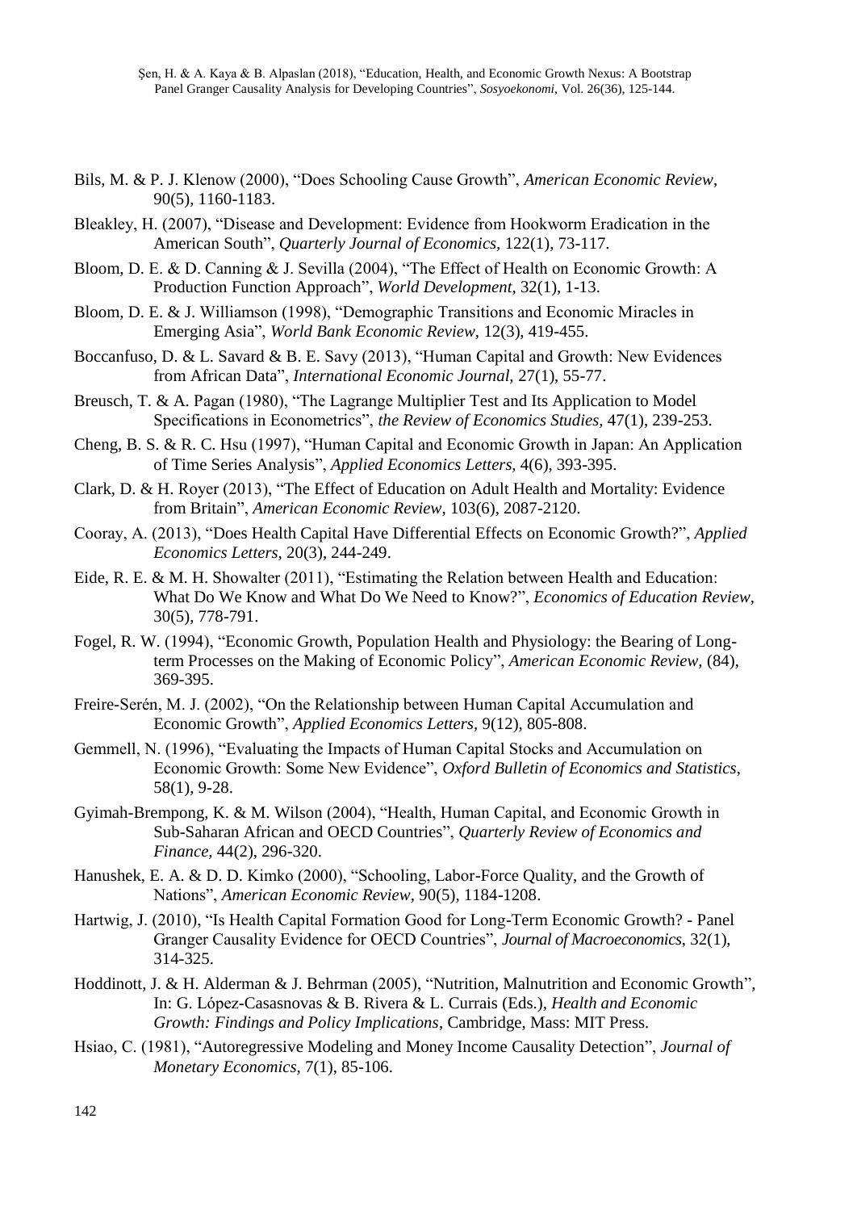Bils, M. & P. J. Klenow (2000), "Does Schooling Cause Growth", *American Economic Review*, 90(5), 1160-1183.

Bleakley, H. (2007), "Disease and Development: Evidence from Hookworm Eradication in the American South", *Quarterly Journal of Economics,* 122(1), 73-117.

Bloom, D. E. & D. Canning & J. Sevilla (2004), "The Effect of Health on Economic Growth: A Production Function Approach", *World Development,* 32(1), 1-13.

Bloom, D. E. & J. Williamson (1998), "Demographic Transitions and Economic Miracles in Emerging Asia", *World Bank Economic Review,* 12(3), 419-455.

Boccanfuso, D. & L. Savard & B. E. Savy (2013), "Human Capital and Growth: New Evidences from African Data", *International Economic Journal,* 27(1), 55-77.

Breusch, T. & A. Pagan (1980), "The Lagrange Multiplier Test and Its Application to Model Specifications in Econometrics", *the Review of Economics Studies,* 47(1), 239-253.

Cheng, B. S. & R. C. Hsu (1997), "Human Capital and Economic Growth in Japan: An Application of Time Series Analysis", *Applied Economics Letters,* 4(6), 393-395.

Clark, D. & H. Royer (2013), "The Effect of Education on Adult Health and Mortality: Evidence from Britain", *American Economic Review*, 103(6), 2087-2120.

Cooray, A. (2013), "Does Health Capital Have Differential Effects on Economic Growth?", *Applied Economics Letters,* 20(3), 244-249.

Eide, R. E. & M. H. Showalter (2011), "Estimating the Relation between Health and Education: What Do We Know and What Do We Need to Know?", *Economics of Education Review,* 30(5), 778-791.

Fogel, R. W. (1994), "Economic Growth, Population Health and Physiology: the Bearing of Long-term Processes on the Making of Economic Policy", *American Economic Review,* (84), 369-395.

Freire-Serén, M. J. (2002), "On the Relationship between Human Capital Accumulation and Economic Growth", *Applied Economics Letters,* 9(12), 805-808.

Gemmell, N. (1996), "Evaluating the Impacts of Human Capital Stocks and Accumulation on Economic Growth: Some New Evidence", *Oxford Bulletin of Economics and Statistics*, 58(1), 9-28.

Gyimah-Brempong, K. & M. Wilson (2004), "Health, Human Capital, and Economic Growth in Sub-Saharan African and OECD Countries", *Quarterly Review of Economics and Finance,* 44(2), 296-320.

Hanushek, E. A. & D. D. Kimko (2000), "Schooling, Labor-Force Quality, and the Growth of Nations", *American Economic Review*, 90(5), 1184-1208.

Hartwig, J. (2010), "Is Health Capital Formation Good for Long-Term Economic Growth? - Panel Granger Causality Evidence for OECD Countries", *Journal of Macroeconomics*, 32(1), 314-325.

Hoddinott, J. & H. Alderman & J. Behrman (2005), "Nutrition, Malnutrition and Economic Growth", In: G. López-Casasnovas & B. Rivera & L. Currais (Eds.), *Health and Economic Growth: Findings and Policy Implications*, Cambridge, Mass: MIT Press.

Hsiao, C. (1981), "Autoregressive Modeling and Money Income Causality Detection", *Journal of Monetary Economics,* 7(1), 85-106.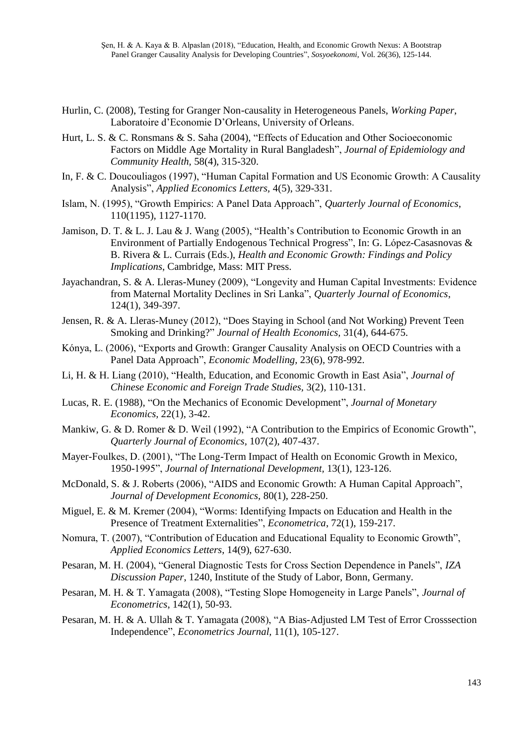Hurlin, C. (2008), Testing for Granger Non-causality in Heterogeneous Panels, *Working Paper*, Laboratoire d'Economie D'Orleans, University of Orleans.

Hurt, L. S. & C. Ronsmans & S. Saha (2004), "Effects of Education and Other Socioeconomic Factors on Middle Age Mortality in Rural Bangladesh", *Journal of Epidemiology and Community Health,* 58(4), 315-320.

In, F. & C. Doucouliagos (1997), "Human Capital Formation and US Economic Growth: A Causality Analysis", *Applied Economics Letters*, 4(5), 329-331.

Islam, N. (1995), "Growth Empirics: A Panel Data Approach", *Quarterly Journal of Economics*, 110(1195), 1127-1170.

Jamison, D. T. & L. J. Lau & J. Wang (2005), "Health's Contribution to Economic Growth in an Environment of Partially Endogenous Technical Progress", In: G. López-Casasnovas & B. Rivera & L. Currais (Eds.), *Health and Economic Growth: Findings and Policy Implications*, Cambridge, Mass: MIT Press.

Jayachandran, S. & A. Lleras-Muney (2009), "Longevity and Human Capital Investments: Evidence from Maternal Mortality Declines in Sri Lanka", *Quarterly Journal of Economics*, 124(1), 349-397.

Jensen, R. & A. Lleras-Muney (2012), "Does Staying in School (and Not Working) Prevent Teen Smoking and Drinking?" *Journal of Health Economics*, 31(4), 644-675.

Kónya, L. (2006), "Exports and Growth: Granger Causality Analysis on OECD Countries with a Panel Data Approach", *Economic Modelling,* 23(6), 978-992.

Li, H. & H. Liang (2010), "Health, Education, and Economic Growth in East Asia", *Journal of Chinese Economic and Foreign Trade Studies,* 3(2), 110-131.

Lucas, R. E. (1988), "On the Mechanics of Economic Development", *Journal of Monetary Economics,* 22(1), 3-42.

Mankiw, G. & D. Romer & D. Weil (1992), "A Contribution to the Empirics of Economic Growth", *Quarterly Journal of Economics,* 107(2), 407-437.

Mayer-Foulkes, D. (2001), "The Long-Term Impact of Health on Economic Growth in Mexico, 1950-1995", *Journal of International Development,* 13(1), 123-126.

McDonald, S. & J. Roberts (2006), "AIDS and Economic Growth: A Human Capital Approach", *Journal of Development Economics,* 80(1), 228-250.

Miguel, E. & M. Kremer (2004), "Worms: Identifying Impacts on Education and Health in the Presence of Treatment Externalities", *Econometrica*, 72(1), 159-217.

Nomura, T. (2007), "Contribution of Education and Educational Equality to Economic Growth", *Applied Economics Letters*, 14(9), 627-630.

Pesaran, M. H. (2004), "General Diagnostic Tests for Cross Section Dependence in Panels", *IZA Discussion Paper*, 1240, Institute of the Study of Labor, Bonn, Germany.

Pesaran, M. H. & T. Yamagata (2008), "Testing Slope Homogeneity in Large Panels", *Journal of Econometrics*, 142(1), 50-93.

Pesaran, M. H. & A. Ullah & T. Yamagata (2008), "A Bias-Adjusted LM Test of Error Crosssection Independence", *Econometrics Journal,* 11(1), 105-127.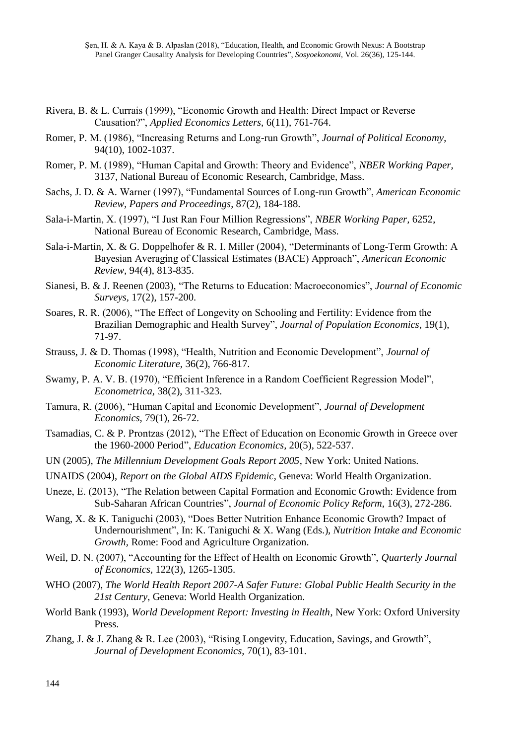Rivera, B. & L. Currais (1999), "Economic Growth and Health: Direct Impact or Reverse Causation?", *Applied Economics Letters*, 6(11), 761-764.

Romer, P. M. (1986), "Increasing Returns and Long-run Growth", *Journal of Political Economy*, 94(10), 1002-1037.

Romer, P. M. (1989), "Human Capital and Growth: Theory and Evidence", *NBER Working Paper*, 3137, National Bureau of Economic Research, Cambridge, Mass.

Sachs, J. D. & A. Warner (1997), "Fundamental Sources of Long-run Growth", *American Economic Review, Papers and Proceedings*, 87(2), 184-188.

Sala-i-Martin, X. (1997), "I Just Ran Four Million Regressions", *NBER Working Paper*, 6252, National Bureau of Economic Research, Cambridge, Mass.

Sala-i-Martin, X. & G. Doppelhofer & R. I. Miller (2004), "Determinants of Long-Term Growth: A Bayesian Averaging of Classical Estimates (BACE) Approach", *American Economic Review*, 94(4), 813-835.

Sianesi, B. & J. Reenen (2003), "The Returns to Education: Macroeconomics", *Journal of Economic Surveys*, 17(2), 157-200.

Soares, R. R. (2006), "The Effect of Longevity on Schooling and Fertility: Evidence from the Brazilian Demographic and Health Survey", *Journal of Population Economics*, 19(1), 71-97.

Strauss, J. & D. Thomas (1998), "Health, Nutrition and Economic Development", *Journal of Economic Literature*, 36(2), 766-817.

Swamy, P. A. V. B. (1970), "Efficient Inference in a Random Coefficient Regression Model", *Econometrica*, 38(2), 311-323.

Tamura, R. (2006), "Human Capital and Economic Development", *Journal of Development Economics*, 79(1), 26-72.

Tsamadias, C. & P. Prontzas (2012), "The Effect of Education on Economic Growth in Greece over the 1960-2000 Period", *Education Economics*, 20(5), 522-537.

UN (2005), *The Millennium Development Goals Report 2005*, New York: United Nations.

UNAIDS (2004), *Report on the Global AIDS Epidemic*, Geneva: World Health Organization.

Uneze, E. (2013), "The Relation between Capital Formation and Economic Growth: Evidence from Sub-Saharan African Countries", *Journal of Economic Policy Reform*, 16(3), 272-286.

Wang, X. & K. Taniguchi (2003), "Does Better Nutrition Enhance Economic Growth? Impact of Undernourishment", In: K. Taniguchi & X. Wang (Eds.), *Nutrition Intake and Economic Growth*, Rome: Food and Agriculture Organization.

Weil, D. N. (2007), "Accounting for the Effect of Health on Economic Growth", *Quarterly Journal of Economics*, 122(3), 1265-1305.

WHO (2007), *The World Health Report 2007-A Safer Future: Global Public Health Security in the 21st Century*, Geneva: World Health Organization.

World Bank (1993), *World Development Report: Investing in Health*, New York: Oxford University Press.

Zhang, J. & J. Zhang & R. Lee (2003), "Rising Longevity, Education, Savings, and Growth", *Journal of Development Economics*, 70(1), 83-101.